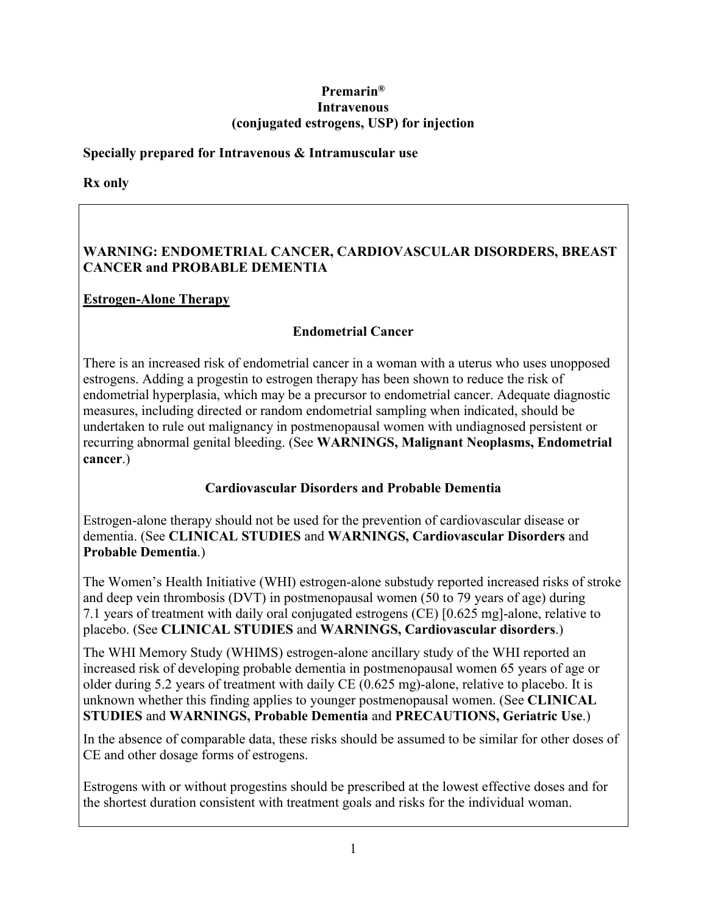# Premarin®
# Intravenous
# (conjugated estrogens, USP) for injection

**Specially prepared for Intravenous & Intramuscular use**

**Rx only**

## WARNING: ENDOMETRIAL CANCER, CARDIOVASCULAR DISORDERS, BREAST CANCER and PROBABLE DEMENTIA

### Estrogen-Alone Therapy

#### Endometrial Cancer

There is an increased risk of endometrial cancer in a woman with a uterus who uses unopposed estrogens. Adding a progestin to estrogen therapy has been shown to reduce the risk of endometrial hyperplasia, which may be a precursor to endometrial cancer. Adequate diagnostic measures, including directed or random endometrial sampling when indicated, should be undertaken to rule out malignancy in postmenopausal women with undiagnosed persistent or recurring abnormal genital bleeding. (See **WARNINGS, Malignant Neoplasms, Endometrial cancer**.)

#### Cardiovascular Disorders and Probable Dementia

Estrogen-alone therapy should not be used for the prevention of cardiovascular disease or dementia. (See **CLINICAL STUDIES** and **WARNINGS, Cardiovascular Disorders** and **Probable Dementia**.)

The Women's Health Initiative (WHI) estrogen-alone substudy reported increased risks of stroke and deep vein thrombosis (DVT) in postmenopausal women (50 to 79 years of age) during 7.1 years of treatment with daily oral conjugated estrogens (CE) [0.625 mg]-alone, relative to placebo. (See **CLINICAL STUDIES** and **WARNINGS, Cardiovascular disorders**.)

The WHI Memory Study (WHIMS) estrogen-alone ancillary study of the WHI reported an increased risk of developing probable dementia in postmenopausal women 65 years of age or older during 5.2 years of treatment with daily CE (0.625 mg)-alone, relative to placebo. It is unknown whether this finding applies to younger postmenopausal women. (See **CLINICAL STUDIES** and **WARNINGS, Probable Dementia** and **PRECAUTIONS, Geriatric Use**.)

In the absence of comparable data, these risks should be assumed to be similar for other doses of CE and other dosage forms of estrogens.

Estrogens with or without progestins should be prescribed at the lowest effective doses and for the shortest duration consistent with treatment goals and risks for the individual woman.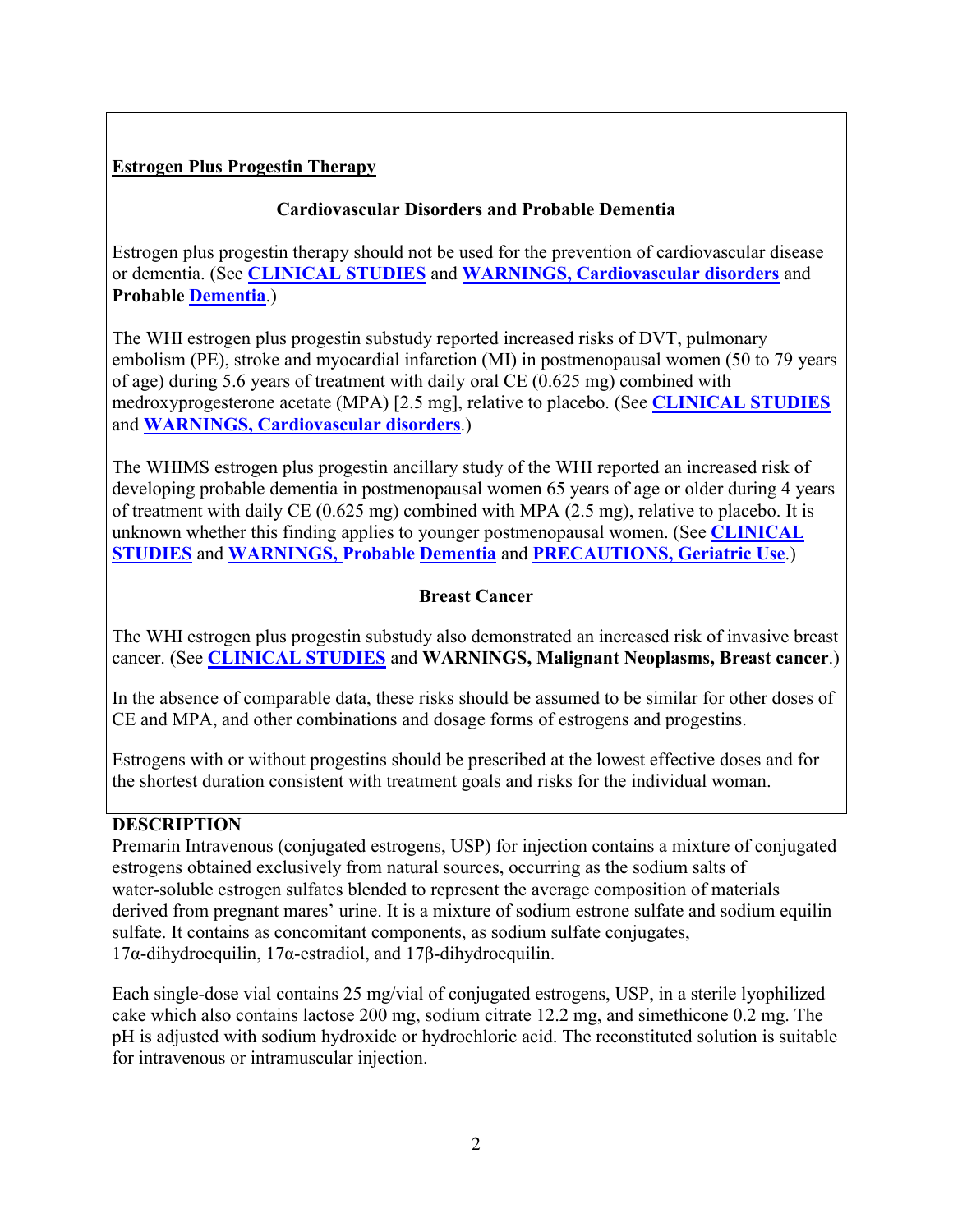**Estrogen Plus Progestin Therapy**

**Cardiovascular Disorders and Probable Dementia**

Estrogen plus progestin therapy should not be used for the prevention of cardiovascular disease or dementia. (See **CLINICAL STUDIES** and **WARNINGS, Cardiovascular disorders** and **Probable Dementia**.)

The WHI estrogen plus progestin substudy reported increased risks of DVT, pulmonary embolism (PE), stroke and myocardial infarction (MI) in postmenopausal women (50 to 79 years of age) during 5.6 years of treatment with daily oral CE (0.625 mg) combined with medroxyprogesterone acetate (MPA) [2.5 mg], relative to placebo. (See **CLINICAL STUDIES** and **WARNINGS, Cardiovascular disorders**.)

The WHIMS estrogen plus progestin ancillary study of the WHI reported an increased risk of developing probable dementia in postmenopausal women 65 years of age or older during 4 years of treatment with daily CE (0.625 mg) combined with MPA (2.5 mg), relative to placebo. It is unknown whether this finding applies to younger postmenopausal women. (See **CLINICAL STUDIES** and **WARNINGS, Probable Dementia** and **PRECAUTIONS, Geriatric Use**.)

**Breast Cancer**

The WHI estrogen plus progestin substudy also demonstrated an increased risk of invasive breast cancer. (See **CLINICAL STUDIES** and **WARNINGS, Malignant Neoplasms, Breast cancer**.)

In the absence of comparable data, these risks should be assumed to be similar for other doses of CE and MPA, and other combinations and dosage forms of estrogens and progestins.

Estrogens with or without progestins should be prescribed at the lowest effective doses and for the shortest duration consistent with treatment goals and risks for the individual woman.

## DESCRIPTION

Premarin Intravenous (conjugated estrogens, USP) for injection contains a mixture of conjugated estrogens obtained exclusively from natural sources, occurring as the sodium salts of water-soluble estrogen sulfates blended to represent the average composition of materials derived from pregnant mares' urine. It is a mixture of sodium estrone sulfate and sodium equilin sulfate. It contains as concomitant components, as sodium sulfate conjugates, 17α-dihydroequilin, 17α-estradiol, and 17β-dihydroequilin.

Each single-dose vial contains 25 mg/vial of conjugated estrogens, USP, in a sterile lyophilized cake which also contains lactose 200 mg, sodium citrate 12.2 mg, and simethicone 0.2 mg. The pH is adjusted with sodium hydroxide or hydrochloric acid. The reconstituted solution is suitable for intravenous or intramuscular injection.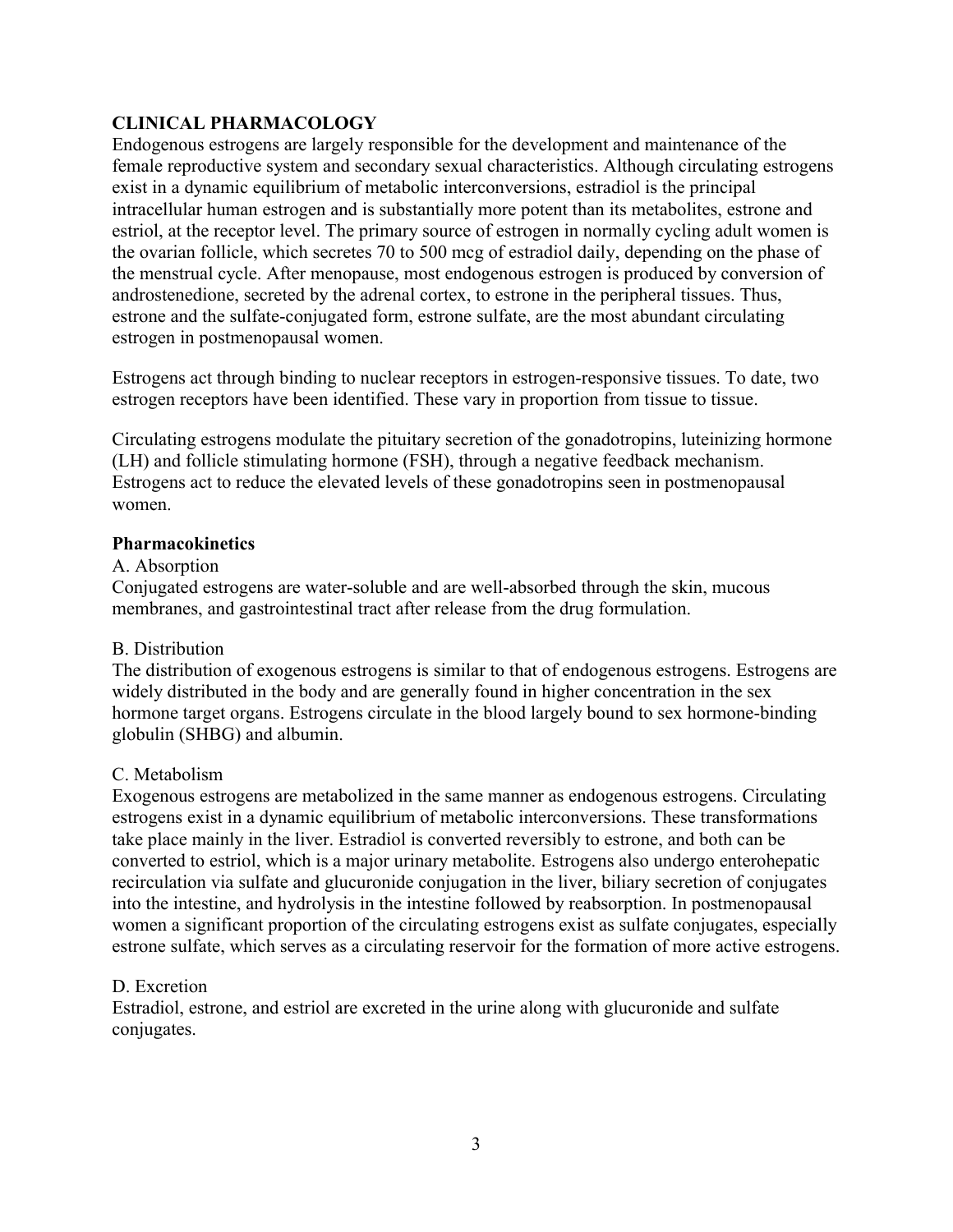## CLINICAL PHARMACOLOGY

Endogenous estrogens are largely responsible for the development and maintenance of the female reproductive system and secondary sexual characteristics. Although circulating estrogens exist in a dynamic equilibrium of metabolic interconversions, estradiol is the principal intracellular human estrogen and is substantially more potent than its metabolites, estrone and estriol, at the receptor level. The primary source of estrogen in normally cycling adult women is the ovarian follicle, which secretes 70 to 500 mcg of estradiol daily, depending on the phase of the menstrual cycle. After menopause, most endogenous estrogen is produced by conversion of androstenedione, secreted by the adrenal cortex, to estrone in the peripheral tissues. Thus, estrone and the sulfate-conjugated form, estrone sulfate, are the most abundant circulating estrogen in postmenopausal women.

Estrogens act through binding to nuclear receptors in estrogen-responsive tissues. To date, two estrogen receptors have been identified. These vary in proportion from tissue to tissue.

Circulating estrogens modulate the pituitary secretion of the gonadotropins, luteinizing hormone (LH) and follicle stimulating hormone (FSH), through a negative feedback mechanism. Estrogens act to reduce the elevated levels of these gonadotropins seen in postmenopausal women.

### Pharmacokinetics

A. Absorption

Conjugated estrogens are water-soluble and are well-absorbed through the skin, mucous membranes, and gastrointestinal tract after release from the drug formulation.

B. Distribution

The distribution of exogenous estrogens is similar to that of endogenous estrogens. Estrogens are widely distributed in the body and are generally found in higher concentration in the sex hormone target organs. Estrogens circulate in the blood largely bound to sex hormone-binding globulin (SHBG) and albumin.

C. Metabolism

Exogenous estrogens are metabolized in the same manner as endogenous estrogens. Circulating estrogens exist in a dynamic equilibrium of metabolic interconversions. These transformations take place mainly in the liver. Estradiol is converted reversibly to estrone, and both can be converted to estriol, which is a major urinary metabolite. Estrogens also undergo enterohepatic recirculation via sulfate and glucuronide conjugation in the liver, biliary secretion of conjugates into the intestine, and hydrolysis in the intestine followed by reabsorption. In postmenopausal women a significant proportion of the circulating estrogens exist as sulfate conjugates, especially estrone sulfate, which serves as a circulating reservoir for the formation of more active estrogens.

D. Excretion

Estradiol, estrone, and estriol are excreted in the urine along with glucuronide and sulfate conjugates.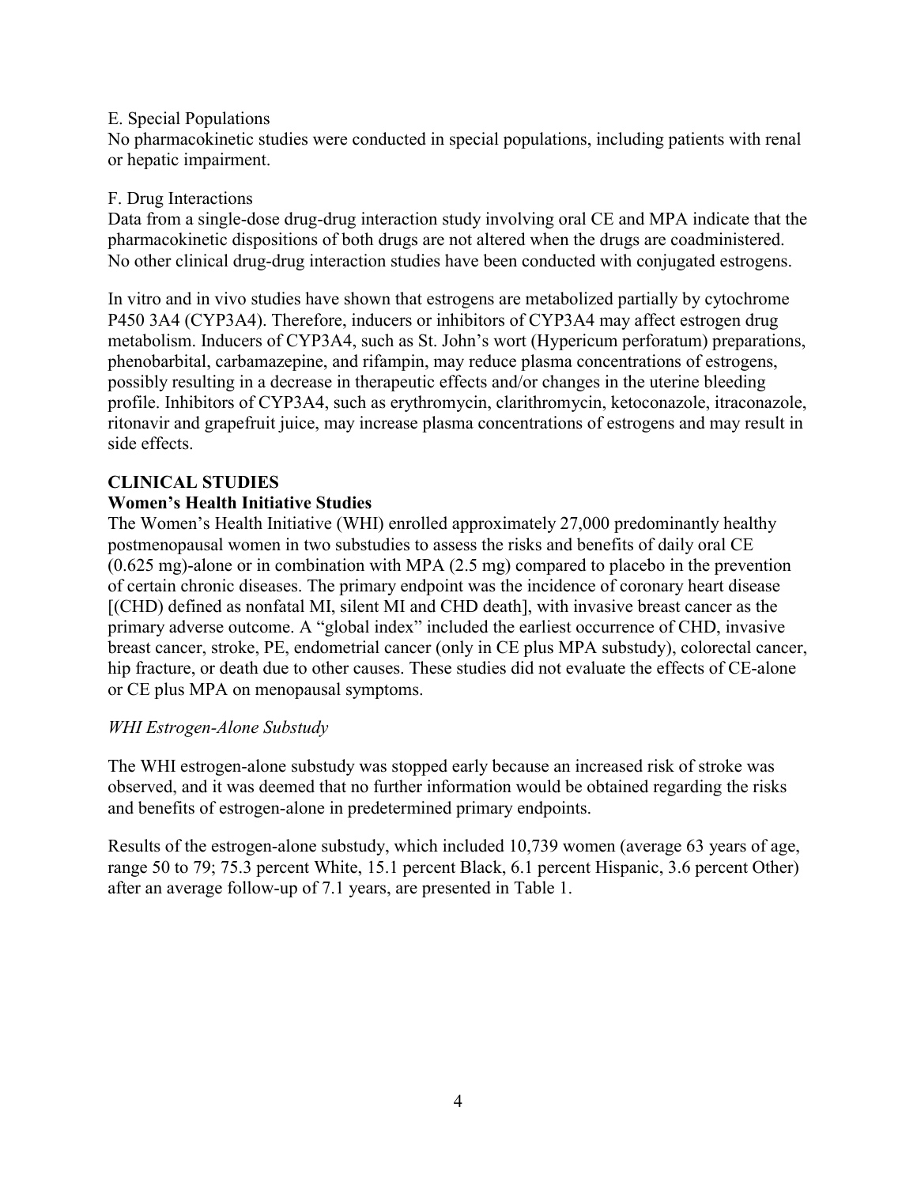E. Special Populations

No pharmacokinetic studies were conducted in special populations, including patients with renal or hepatic impairment.

F. Drug Interactions

Data from a single-dose drug-drug interaction study involving oral CE and MPA indicate that the pharmacokinetic dispositions of both drugs are not altered when the drugs are coadministered. No other clinical drug-drug interaction studies have been conducted with conjugated estrogens.

In vitro and in vivo studies have shown that estrogens are metabolized partially by cytochrome P450 3A4 (CYP3A4). Therefore, inducers or inhibitors of CYP3A4 may affect estrogen drug metabolism. Inducers of CYP3A4, such as St. John's wort (Hypericum perforatum) preparations, phenobarbital, carbamazepine, and rifampin, may reduce plasma concentrations of estrogens, possibly resulting in a decrease in therapeutic effects and/or changes in the uterine bleeding profile. Inhibitors of CYP3A4, such as erythromycin, clarithromycin, ketoconazole, itraconazole, ritonavir and grapefruit juice, may increase plasma concentrations of estrogens and may result in side effects.

## CLINICAL STUDIES

### Women's Health Initiative Studies

The Women's Health Initiative (WHI) enrolled approximately 27,000 predominantly healthy postmenopausal women in two substudies to assess the risks and benefits of daily oral CE (0.625 mg)-alone or in combination with MPA (2.5 mg) compared to placebo in the prevention of certain chronic diseases. The primary endpoint was the incidence of coronary heart disease [(CHD) defined as nonfatal MI, silent MI and CHD death], with invasive breast cancer as the primary adverse outcome. A "global index" included the earliest occurrence of CHD, invasive breast cancer, stroke, PE, endometrial cancer (only in CE plus MPA substudy), colorectal cancer, hip fracture, or death due to other causes. These studies did not evaluate the effects of CE-alone or CE plus MPA on menopausal symptoms.

*WHI Estrogen-Alone Substudy*

The WHI estrogen-alone substudy was stopped early because an increased risk of stroke was observed, and it was deemed that no further information would be obtained regarding the risks and benefits of estrogen-alone in predetermined primary endpoints.

Results of the estrogen-alone substudy, which included 10,739 women (average 63 years of age, range 50 to 79; 75.3 percent White, 15.1 percent Black, 6.1 percent Hispanic, 3.6 percent Other) after an average follow-up of 7.1 years, are presented in Table 1.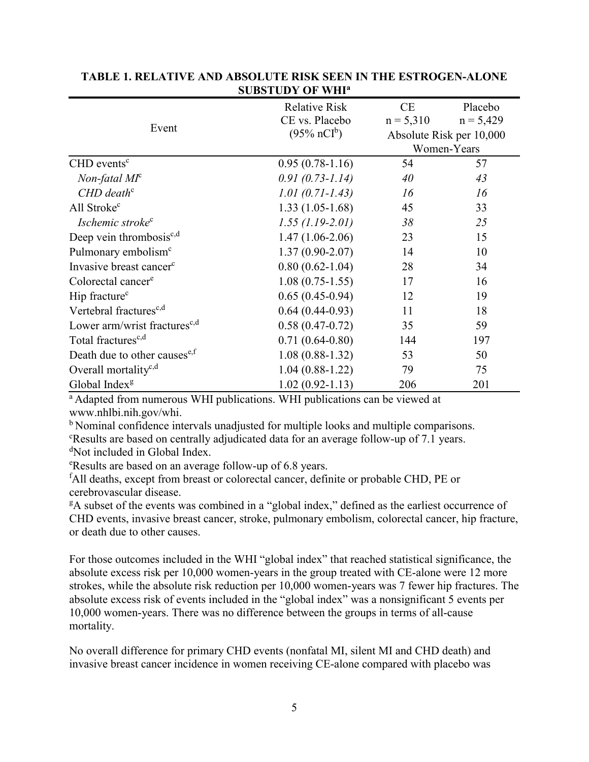**TABLE 1. RELATIVE AND ABSOLUTE RISK SEEN IN THE ESTROGEN-ALONE SUBSTUDY OF WHI[a]**

| Event | Relative Risk CE vs. Placebo (95% nCI[b]) | CE n = 5,310 | Placebo n = 5,429 |
|---|---|---|---|
| | | Absolute Risk per 10,000 Women-Years | |
| CHD events[c] | 0.95 (0.78-1.16) | 54 | 57 |
| *Non-fatal MI[c]* | *0.91 (0.73-1.14)* | *40* | *43* |
| *CHD death[c]* | *1.01 (0.71-1.43)* | *16* | *16* |
| All Stroke[c] | 1.33 (1.05-1.68) | 45 | 33 |
| *Ischemic stroke[c]* | *1.55 (1.19-2.01)* | *38* | *25* |
| Deep vein thrombosis[c,d] | 1.47 (1.06-2.06) | 23 | 15 |
| Pulmonary embolism[c] | 1.37 (0.90-2.07) | 14 | 10 |
| Invasive breast cancer[c] | 0.80 (0.62-1.04) | 28 | 34 |
| Colorectal cancer[e] | 1.08 (0.75-1.55) | 17 | 16 |
| Hip fracture[c] | 0.65 (0.45-0.94) | 12 | 19 |
| Vertebral fractures[c,d] | 0.64 (0.44-0.93) | 11 | 18 |
| Lower arm/wrist fractures[c,d] | 0.58 (0.47-0.72) | 35 | 59 |
| Total fractures[c,d] | 0.71 (0.64-0.80) | 144 | 197 |
| Death due to other causes[e,f] | 1.08 (0.88-1.32) | 53 | 50 |
| Overall mortality[c,d] | 1.04 (0.88-1.22) | 79 | 75 |
| Global Index[g] | 1.02 (0.92-1.13) | 206 | 201 |

[a] Adapted from numerous WHI publications. WHI publications can be viewed at www.nhlbi.nih.gov/whi.
[b] Nominal confidence intervals unadjusted for multiple looks and multiple comparisons.
[c] Results are based on centrally adjudicated data for an average follow-up of 7.1 years.
[d] Not included in Global Index.
[e] Results are based on an average follow-up of 6.8 years.
[f] All deaths, except from breast or colorectal cancer, definite or probable CHD, PE or cerebrovascular disease.
[g] A subset of the events was combined in a "global index," defined as the earliest occurrence of CHD events, invasive breast cancer, stroke, pulmonary embolism, colorectal cancer, hip fracture, or death due to other causes.

For those outcomes included in the WHI "global index" that reached statistical significance, the absolute excess risk per 10,000 women-years in the group treated with CE-alone were 12 more strokes, while the absolute risk reduction per 10,000 women-years was 7 fewer hip fractures. The absolute excess risk of events included in the "global index" was a nonsignificant 5 events per 10,000 women-years. There was no difference between the groups in terms of all-cause mortality.

No overall difference for primary CHD events (nonfatal MI, silent MI and CHD death) and invasive breast cancer incidence in women receiving CE-alone compared with placebo was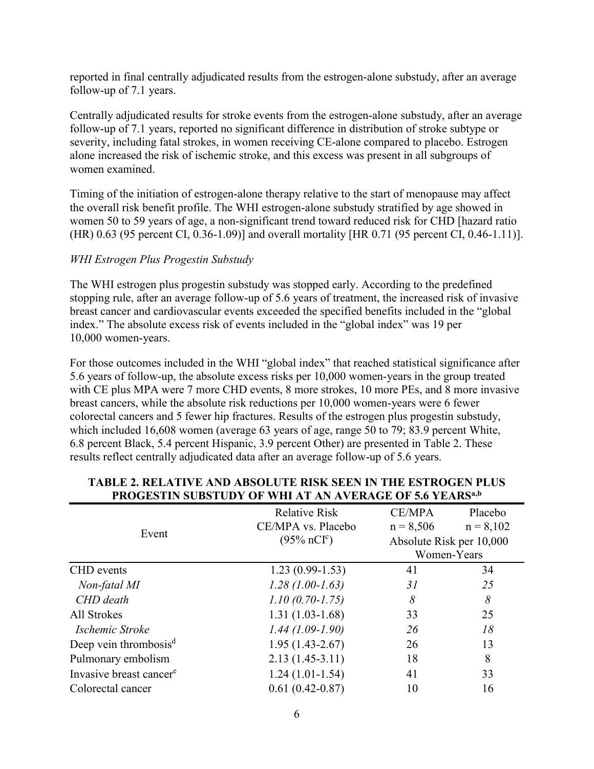reported in final centrally adjudicated results from the estrogen-alone substudy, after an average follow-up of 7.1 years.

Centrally adjudicated results for stroke events from the estrogen-alone substudy, after an average follow-up of 7.1 years, reported no significant difference in distribution of stroke subtype or severity, including fatal strokes, in women receiving CE-alone compared to placebo. Estrogen alone increased the risk of ischemic stroke, and this excess was present in all subgroups of women examined.

Timing of the initiation of estrogen-alone therapy relative to the start of menopause may affect the overall risk benefit profile. The WHI estrogen-alone substudy stratified by age showed in women 50 to 59 years of age, a non-significant trend toward reduced risk for CHD [hazard ratio (HR) 0.63 (95 percent CI, 0.36-1.09)] and overall mortality [HR 0.71 (95 percent CI, 0.46-1.11)].

*WHI Estrogen Plus Progestin Substudy*

The WHI estrogen plus progestin substudy was stopped early. According to the predefined stopping rule, after an average follow-up of 5.6 years of treatment, the increased risk of invasive breast cancer and cardiovascular events exceeded the specified benefits included in the "global index." The absolute excess risk of events included in the "global index" was 19 per 10,000 women-years.

For those outcomes included in the WHI "global index" that reached statistical significance after 5.6 years of follow-up, the absolute excess risks per 10,000 women-years in the group treated with CE plus MPA were 7 more CHD events, 8 more strokes, 10 more PEs, and 8 more invasive breast cancers, while the absolute risk reductions per 10,000 women-years were 6 fewer colorectal cancers and 5 fewer hip fractures. Results of the estrogen plus progestin substudy, which included 16,608 women (average 63 years of age, range 50 to 79; 83.9 percent White, 6.8 percent Black, 5.4 percent Hispanic, 3.9 percent Other) are presented in Table 2. These results reflect centrally adjudicated data after an average follow-up of 5.6 years.

**TABLE 2. RELATIVE AND ABSOLUTE RISK SEEN IN THE ESTROGEN PLUS PROGESTIN SUBSTUDY OF WHI AT AN AVERAGE OF 5.6 YEARS[a,b]**

| Event | Relative Risk CE/MPA vs. Placebo (95% nCI[c]) | CE/MPA n = 8,506 | Placebo n = 8,102 |
|---|---|---|---|
| | | Absolute Risk per 10,000 Women-Years | |
| CHD events | 1.23 (0.99-1.53) | 41 | 34 |
| *Non-fatal MI* | *1.28 (1.00-1.63)* | *31* | *25* |
| *CHD death* | *1.10 (0.70-1.75)* | *8* | *8* |
| All Strokes | 1.31 (1.03-1.68) | 33 | 25 |
| *Ischemic Stroke* | *1.44 (1.09-1.90)* | *26* | *18* |
| Deep vein thrombosis[d] | 1.95 (1.43-2.67) | 26 | 13 |
| Pulmonary embolism | 2.13 (1.45-3.11) | 18 | 8 |
| Invasive breast cancer[e] | 1.24 (1.01-1.54) | 41 | 33 |
| Colorectal cancer | 0.61 (0.42-0.87) | 10 | 16 |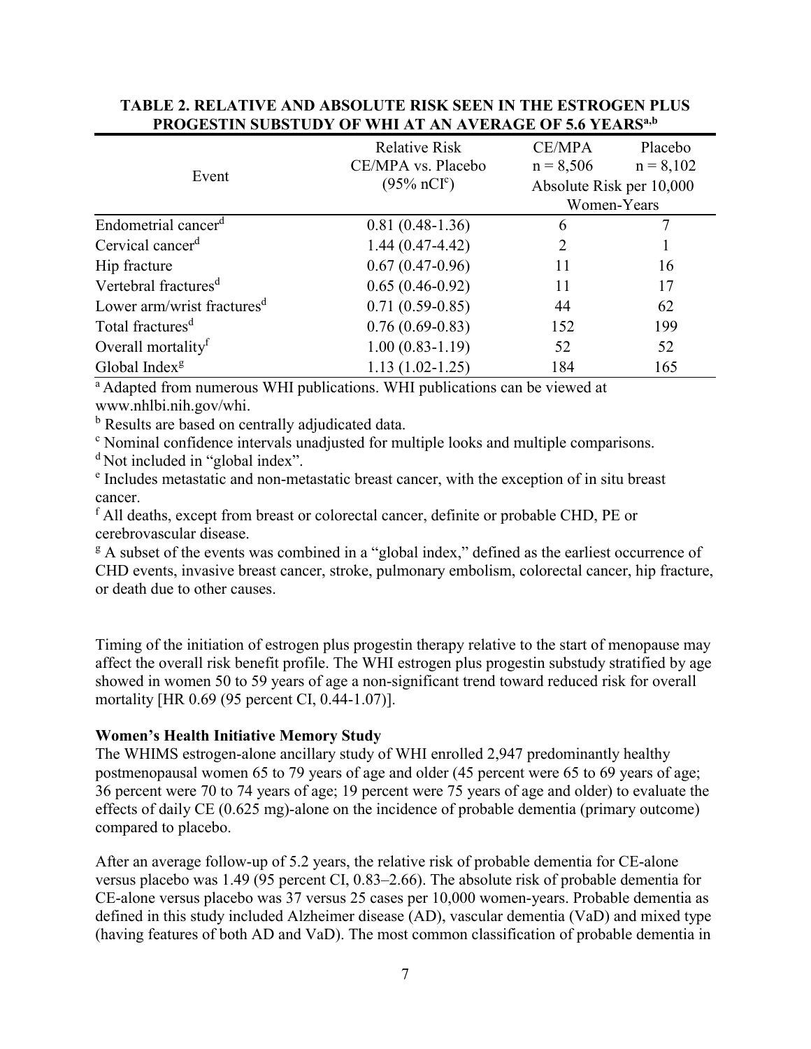**TABLE 2. RELATIVE AND ABSOLUTE RISK SEEN IN THE ESTROGEN PLUS PROGESTIN SUBSTUDY OF WHI AT AN AVERAGE OF 5.6 YEARS[a,b]**

| Event | Relative Risk CE/MPA vs. Placebo (95% nCI[c]) | CE/MPA n = 8,506 | Placebo n = 8,102 |
|---|---|---|---|
| | | Absolute Risk per 10,000 Women-Years | |
| Endometrial cancer[d] | 0.81 (0.48-1.36) | 6 | 7 |
| Cervical cancer[d] | 1.44 (0.47-4.42) | 2 | 1 |
| Hip fracture | 0.67 (0.47-0.96) | 11 | 16 |
| Vertebral fractures[d] | 0.65 (0.46-0.92) | 11 | 17 |
| Lower arm/wrist fractures[d] | 0.71 (0.59-0.85) | 44 | 62 |
| Total fractures[d] | 0.76 (0.69-0.83) | 152 | 199 |
| Overall mortality[f] | 1.00 (0.83-1.19) | 52 | 52 |
| Global Index[g] | 1.13 (1.02-1.25) | 184 | 165 |

[a] Adapted from numerous WHI publications. WHI publications can be viewed at www.nhlbi.nih.gov/whi.

[b] Results are based on centrally adjudicated data.

[c] Nominal confidence intervals unadjusted for multiple looks and multiple comparisons.

[d] Not included in "global index".

[e] Includes metastatic and non-metastatic breast cancer, with the exception of in situ breast cancer.

[f] All deaths, except from breast or colorectal cancer, definite or probable CHD, PE or cerebrovascular disease.

[g] A subset of the events was combined in a "global index," defined as the earliest occurrence of CHD events, invasive breast cancer, stroke, pulmonary embolism, colorectal cancer, hip fracture, or death due to other causes.

Timing of the initiation of estrogen plus progestin therapy relative to the start of menopause may affect the overall risk benefit profile. The WHI estrogen plus progestin substudy stratified by age showed in women 50 to 59 years of age a non-significant trend toward reduced risk for overall mortality [HR 0.69 (95 percent CI, 0.44-1.07)].

**Women's Health Initiative Memory Study**

The WHIMS estrogen-alone ancillary study of WHI enrolled 2,947 predominantly healthy postmenopausal women 65 to 79 years of age and older (45 percent were 65 to 69 years of age; 36 percent were 70 to 74 years of age; 19 percent were 75 years of age and older) to evaluate the effects of daily CE (0.625 mg)-alone on the incidence of probable dementia (primary outcome) compared to placebo.

After an average follow-up of 5.2 years, the relative risk of probable dementia for CE-alone versus placebo was 1.49 (95 percent CI, 0.83–2.66). The absolute risk of probable dementia for CE-alone versus placebo was 37 versus 25 cases per 10,000 women-years. Probable dementia as defined in this study included Alzheimer disease (AD), vascular dementia (VaD) and mixed type (having features of both AD and VaD). The most common classification of probable dementia in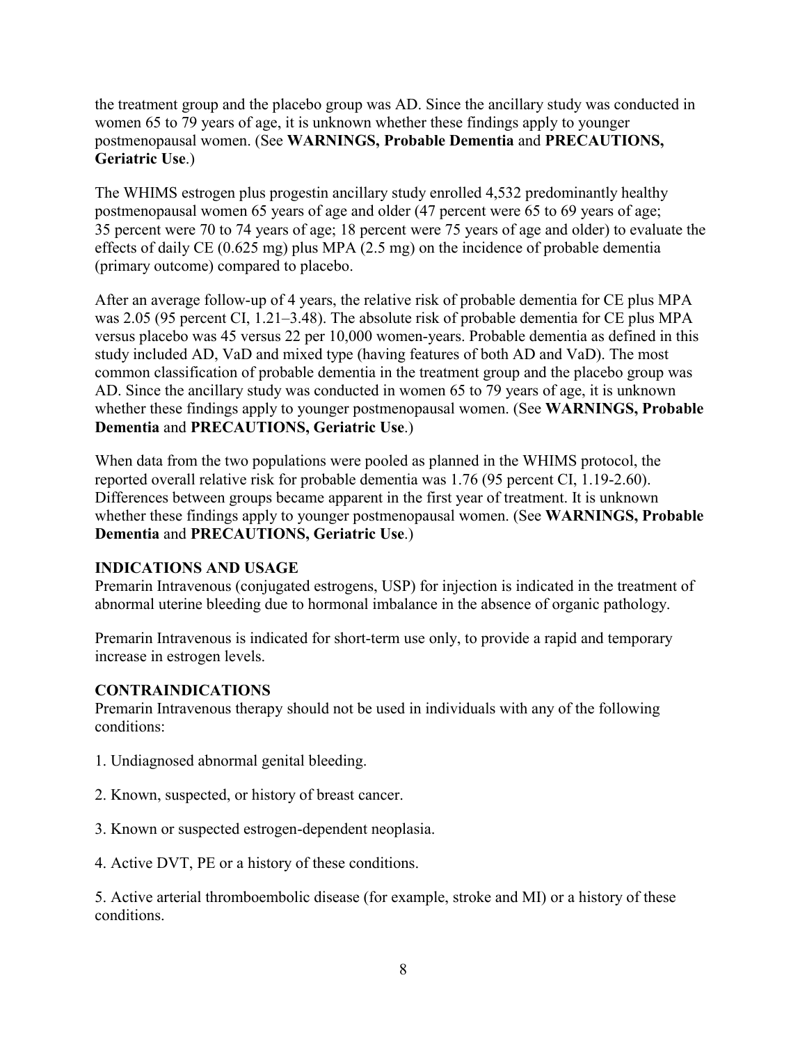the treatment group and the placebo group was AD. Since the ancillary study was conducted in women 65 to 79 years of age, it is unknown whether these findings apply to younger postmenopausal women. (See **WARNINGS, Probable Dementia** and **PRECAUTIONS, Geriatric Use**.)

The WHIMS estrogen plus progestin ancillary study enrolled 4,532 predominantly healthy postmenopausal women 65 years of age and older (47 percent were 65 to 69 years of age; 35 percent were 70 to 74 years of age; 18 percent were 75 years of age and older) to evaluate the effects of daily CE (0.625 mg) plus MPA (2.5 mg) on the incidence of probable dementia (primary outcome) compared to placebo.

After an average follow-up of 4 years, the relative risk of probable dementia for CE plus MPA was 2.05 (95 percent CI, 1.21–3.48). The absolute risk of probable dementia for CE plus MPA versus placebo was 45 versus 22 per 10,000 women-years. Probable dementia as defined in this study included AD, VaD and mixed type (having features of both AD and VaD). The most common classification of probable dementia in the treatment group and the placebo group was AD. Since the ancillary study was conducted in women 65 to 79 years of age, it is unknown whether these findings apply to younger postmenopausal women. (See **WARNINGS, Probable Dementia** and **PRECAUTIONS, Geriatric Use**.)

When data from the two populations were pooled as planned in the WHIMS protocol, the reported overall relative risk for probable dementia was 1.76 (95 percent CI, 1.19-2.60). Differences between groups became apparent in the first year of treatment. It is unknown whether these findings apply to younger postmenopausal women. (See **WARNINGS, Probable Dementia** and **PRECAUTIONS, Geriatric Use**.)

## INDICATIONS AND USAGE

Premarin Intravenous (conjugated estrogens, USP) for injection is indicated in the treatment of abnormal uterine bleeding due to hormonal imbalance in the absence of organic pathology.

Premarin Intravenous is indicated for short-term use only, to provide a rapid and temporary increase in estrogen levels.

## CONTRAINDICATIONS

Premarin Intravenous therapy should not be used in individuals with any of the following conditions:

1. Undiagnosed abnormal genital bleeding.

2. Known, suspected, or history of breast cancer.

3. Known or suspected estrogen-dependent neoplasia.

4. Active DVT, PE or a history of these conditions.

5. Active arterial thromboembolic disease (for example, stroke and MI) or a history of these conditions.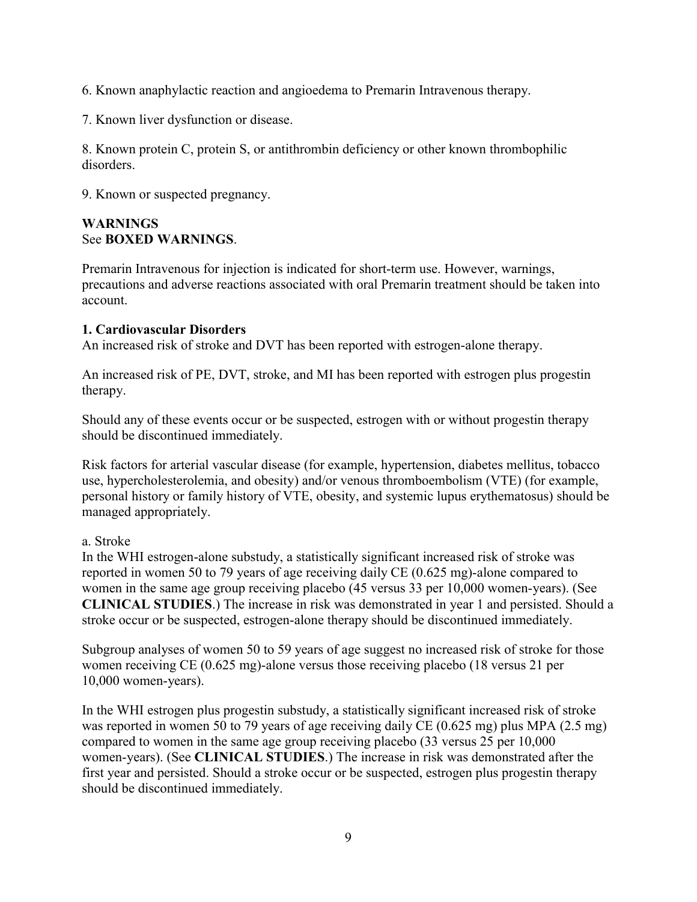6. Known anaphylactic reaction and angioedema to Premarin Intravenous therapy.

7. Known liver dysfunction or disease.

8. Known protein C, protein S, or antithrombin deficiency or other known thrombophilic disorders.

9. Known or suspected pregnancy.

**WARNINGS**
See **BOXED WARNINGS**.

Premarin Intravenous for injection is indicated for short-term use. However, warnings, precautions and adverse reactions associated with oral Premarin treatment should be taken into account.

**1. Cardiovascular Disorders**
An increased risk of stroke and DVT has been reported with estrogen-alone therapy.

An increased risk of PE, DVT, stroke, and MI has been reported with estrogen plus progestin therapy.

Should any of these events occur or be suspected, estrogen with or without progestin therapy should be discontinued immediately.

Risk factors for arterial vascular disease (for example, hypertension, diabetes mellitus, tobacco use, hypercholesterolemia, and obesity) and/or venous thromboembolism (VTE) (for example, personal history or family history of VTE, obesity, and systemic lupus erythematosus) should be managed appropriately.

a. Stroke
In the WHI estrogen-alone substudy, a statistically significant increased risk of stroke was reported in women 50 to 79 years of age receiving daily CE (0.625 mg)-alone compared to women in the same age group receiving placebo (45 versus 33 per 10,000 women-years). (See **CLINICAL STUDIES**.) The increase in risk was demonstrated in year 1 and persisted. Should a stroke occur or be suspected, estrogen-alone therapy should be discontinued immediately.

Subgroup analyses of women 50 to 59 years of age suggest no increased risk of stroke for those women receiving CE (0.625 mg)-alone versus those receiving placebo (18 versus 21 per 10,000 women-years).

In the WHI estrogen plus progestin substudy, a statistically significant increased risk of stroke was reported in women 50 to 79 years of age receiving daily CE (0.625 mg) plus MPA (2.5 mg) compared to women in the same age group receiving placebo (33 versus 25 per 10,000 women-years). (See **CLINICAL STUDIES**.) The increase in risk was demonstrated after the first year and persisted. Should a stroke occur or be suspected, estrogen plus progestin therapy should be discontinued immediately.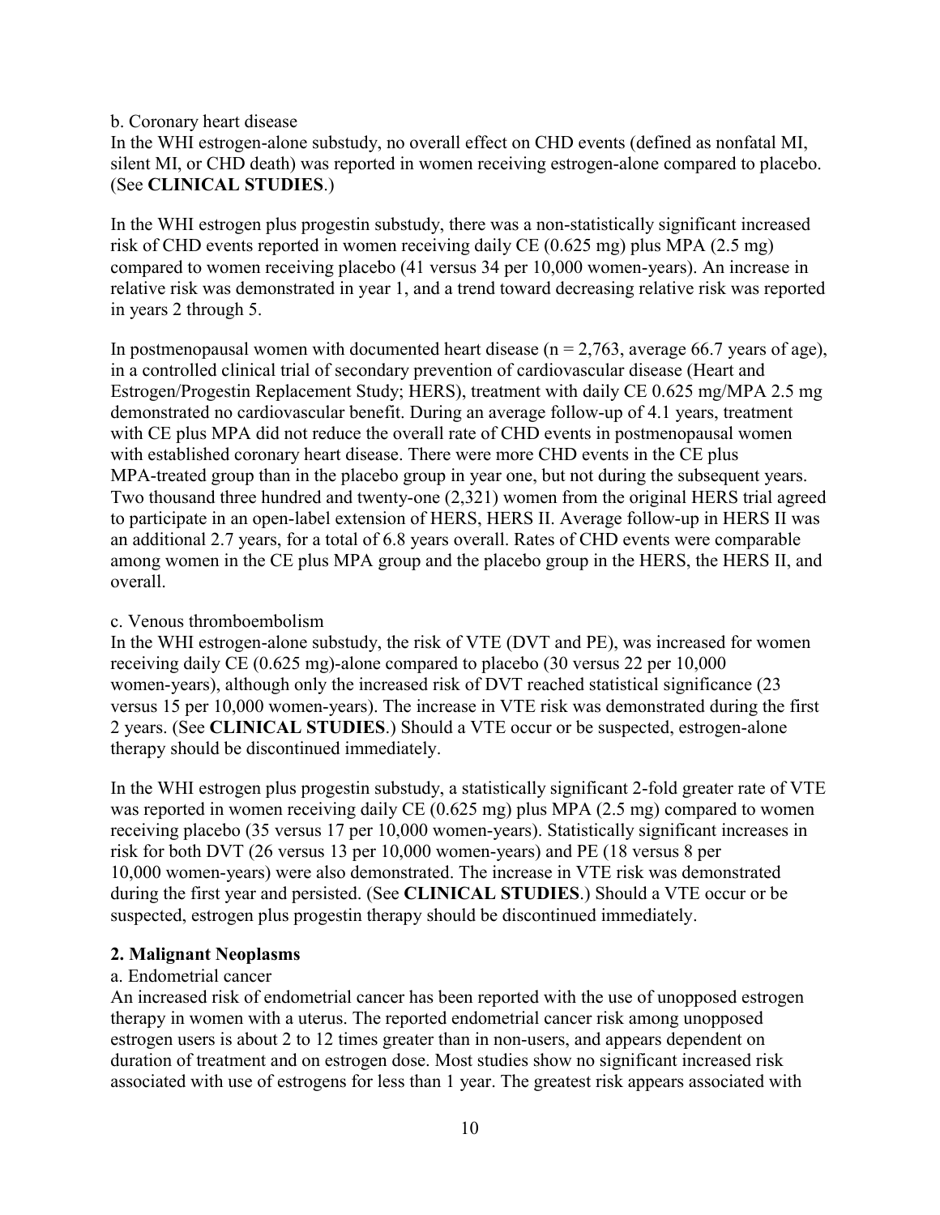b. Coronary heart disease

In the WHI estrogen-alone substudy, no overall effect on CHD events (defined as nonfatal MI, silent MI, or CHD death) was reported in women receiving estrogen-alone compared to placebo. (See **CLINICAL STUDIES**.)

In the WHI estrogen plus progestin substudy, there was a non-statistically significant increased risk of CHD events reported in women receiving daily CE (0.625 mg) plus MPA (2.5 mg) compared to women receiving placebo (41 versus 34 per 10,000 women-years). An increase in relative risk was demonstrated in year 1, and a trend toward decreasing relative risk was reported in years 2 through 5.

In postmenopausal women with documented heart disease (n = 2,763, average 66.7 years of age), in a controlled clinical trial of secondary prevention of cardiovascular disease (Heart and Estrogen/Progestin Replacement Study; HERS), treatment with daily CE 0.625 mg/MPA 2.5 mg demonstrated no cardiovascular benefit. During an average follow-up of 4.1 years, treatment with CE plus MPA did not reduce the overall rate of CHD events in postmenopausal women with established coronary heart disease. There were more CHD events in the CE plus MPA-treated group than in the placebo group in year one, but not during the subsequent years. Two thousand three hundred and twenty-one (2,321) women from the original HERS trial agreed to participate in an open-label extension of HERS, HERS II. Average follow-up in HERS II was an additional 2.7 years, for a total of 6.8 years overall. Rates of CHD events were comparable among women in the CE plus MPA group and the placebo group in the HERS, the HERS II, and overall.

c. Venous thromboembolism

In the WHI estrogen-alone substudy, the risk of VTE (DVT and PE), was increased for women receiving daily CE (0.625 mg)-alone compared to placebo (30 versus 22 per 10,000 women-years), although only the increased risk of DVT reached statistical significance (23 versus 15 per 10,000 women-years). The increase in VTE risk was demonstrated during the first 2 years. (See **CLINICAL STUDIES**.) Should a VTE occur or be suspected, estrogen-alone therapy should be discontinued immediately.

In the WHI estrogen plus progestin substudy, a statistically significant 2-fold greater rate of VTE was reported in women receiving daily CE (0.625 mg) plus MPA (2.5 mg) compared to women receiving placebo (35 versus 17 per 10,000 women-years). Statistically significant increases in risk for both DVT (26 versus 13 per 10,000 women-years) and PE (18 versus 8 per 10,000 women-years) were also demonstrated. The increase in VTE risk was demonstrated during the first year and persisted. (See **CLINICAL STUDIES**.) Should a VTE occur or be suspected, estrogen plus progestin therapy should be discontinued immediately.

**2. Malignant Neoplasms**

a. Endometrial cancer

An increased risk of endometrial cancer has been reported with the use of unopposed estrogen therapy in women with a uterus. The reported endometrial cancer risk among unopposed estrogen users is about 2 to 12 times greater than in non-users, and appears dependent on duration of treatment and on estrogen dose. Most studies show no significant increased risk associated with use of estrogens for less than 1 year. The greatest risk appears associated with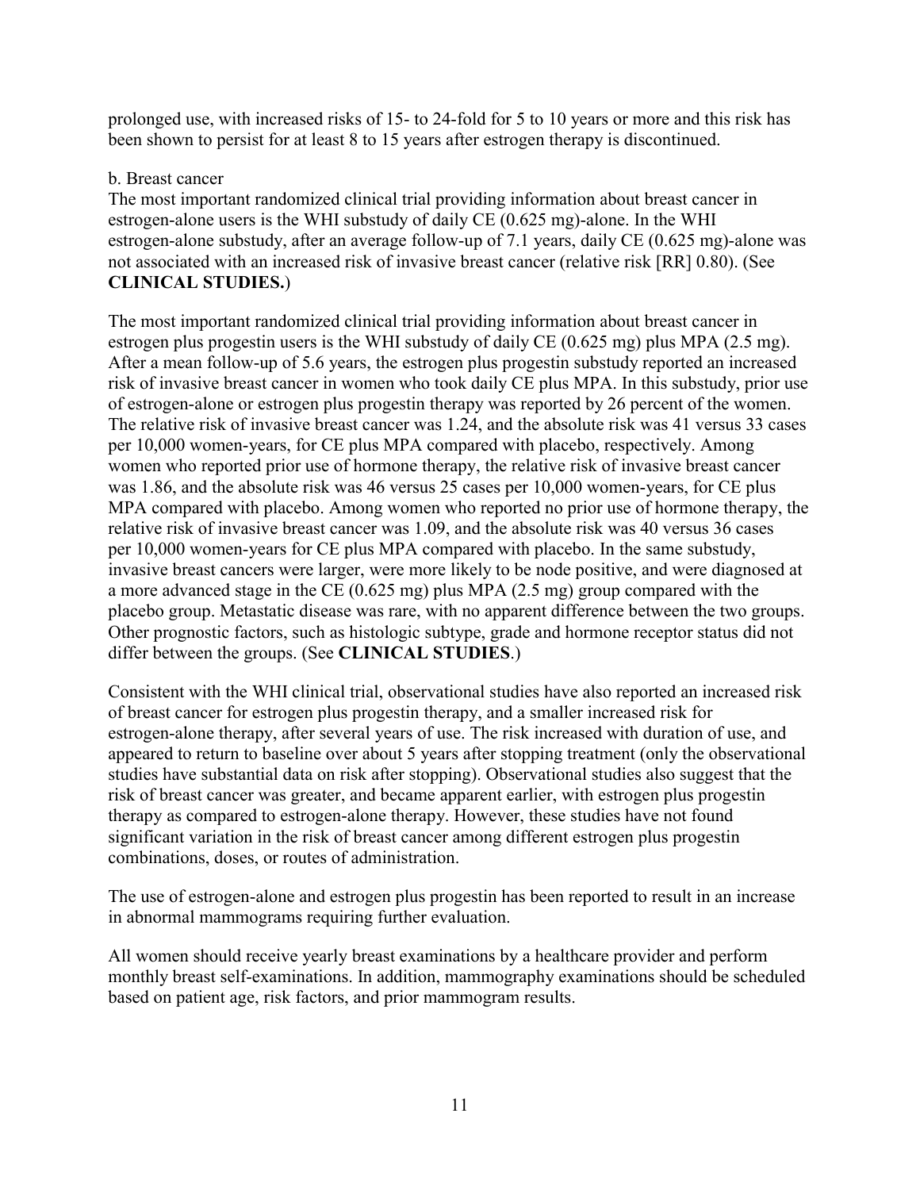prolonged use, with increased risks of 15- to 24-fold for 5 to 10 years or more and this risk has been shown to persist for at least 8 to 15 years after estrogen therapy is discontinued.

b. Breast cancer

The most important randomized clinical trial providing information about breast cancer in estrogen-alone users is the WHI substudy of daily CE (0.625 mg)-alone. In the WHI estrogen-alone substudy, after an average follow-up of 7.1 years, daily CE (0.625 mg)-alone was not associated with an increased risk of invasive breast cancer (relative risk [RR] 0.80). (See **CLINICAL STUDIES.**)

The most important randomized clinical trial providing information about breast cancer in estrogen plus progestin users is the WHI substudy of daily CE (0.625 mg) plus MPA (2.5 mg). After a mean follow-up of 5.6 years, the estrogen plus progestin substudy reported an increased risk of invasive breast cancer in women who took daily CE plus MPA. In this substudy, prior use of estrogen-alone or estrogen plus progestin therapy was reported by 26 percent of the women. The relative risk of invasive breast cancer was 1.24, and the absolute risk was 41 versus 33 cases per 10,000 women-years, for CE plus MPA compared with placebo, respectively. Among women who reported prior use of hormone therapy, the relative risk of invasive breast cancer was 1.86, and the absolute risk was 46 versus 25 cases per 10,000 women-years, for CE plus MPA compared with placebo. Among women who reported no prior use of hormone therapy, the relative risk of invasive breast cancer was 1.09, and the absolute risk was 40 versus 36 cases per 10,000 women-years for CE plus MPA compared with placebo. In the same substudy, invasive breast cancers were larger, were more likely to be node positive, and were diagnosed at a more advanced stage in the CE (0.625 mg) plus MPA (2.5 mg) group compared with the placebo group. Metastatic disease was rare, with no apparent difference between the two groups. Other prognostic factors, such as histologic subtype, grade and hormone receptor status did not differ between the groups. (See **CLINICAL STUDIES**.)

Consistent with the WHI clinical trial, observational studies have also reported an increased risk of breast cancer for estrogen plus progestin therapy, and a smaller increased risk for estrogen-alone therapy, after several years of use. The risk increased with duration of use, and appeared to return to baseline over about 5 years after stopping treatment (only the observational studies have substantial data on risk after stopping). Observational studies also suggest that the risk of breast cancer was greater, and became apparent earlier, with estrogen plus progestin therapy as compared to estrogen-alone therapy. However, these studies have not found significant variation in the risk of breast cancer among different estrogen plus progestin combinations, doses, or routes of administration.

The use of estrogen-alone and estrogen plus progestin has been reported to result in an increase in abnormal mammograms requiring further evaluation.

All women should receive yearly breast examinations by a healthcare provider and perform monthly breast self-examinations. In addition, mammography examinations should be scheduled based on patient age, risk factors, and prior mammogram results.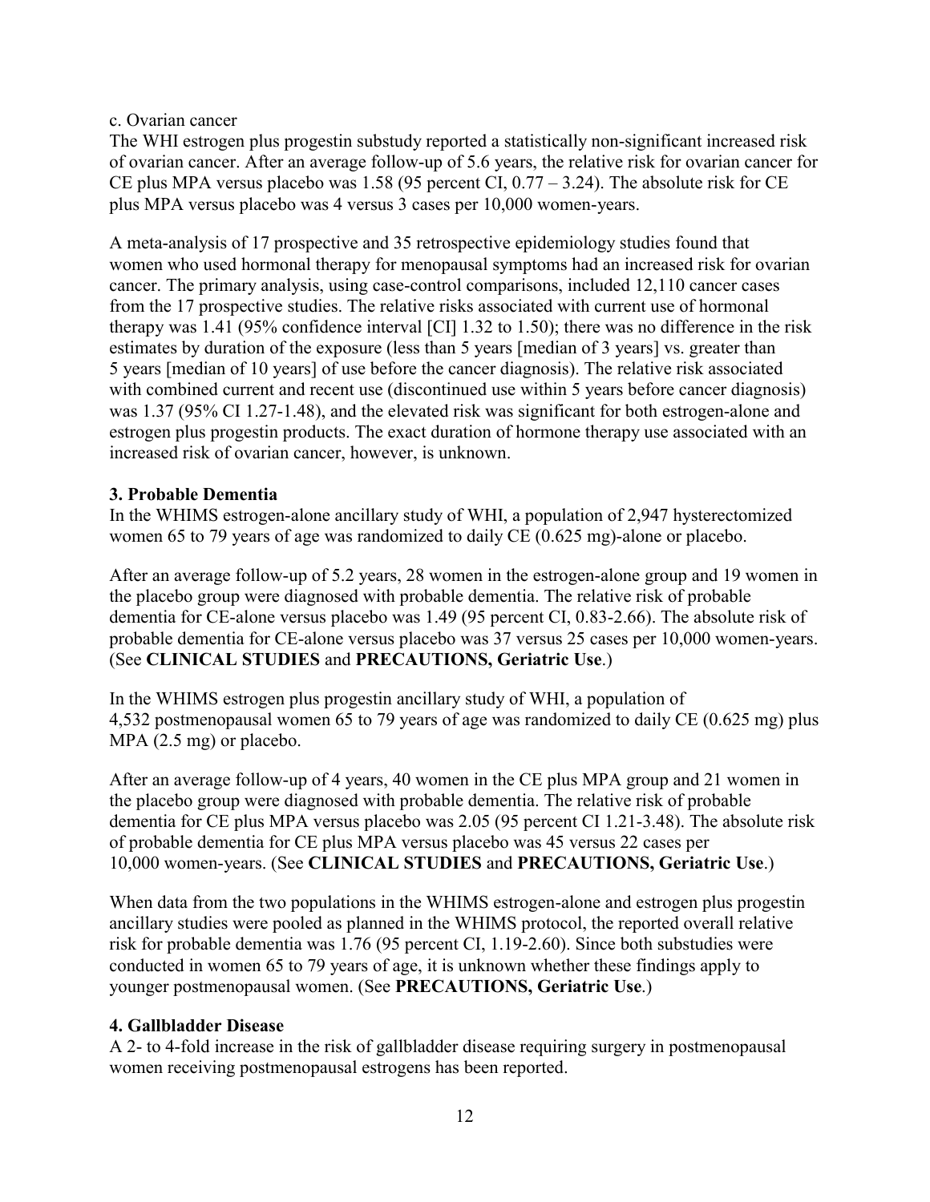c. Ovarian cancer

The WHI estrogen plus progestin substudy reported a statistically non-significant increased risk of ovarian cancer. After an average follow-up of 5.6 years, the relative risk for ovarian cancer for CE plus MPA versus placebo was 1.58 (95 percent CI, 0.77 – 3.24). The absolute risk for CE plus MPA versus placebo was 4 versus 3 cases per 10,000 women-years.

A meta-analysis of 17 prospective and 35 retrospective epidemiology studies found that women who used hormonal therapy for menopausal symptoms had an increased risk for ovarian cancer. The primary analysis, using case-control comparisons, included 12,110 cancer cases from the 17 prospective studies. The relative risks associated with current use of hormonal therapy was 1.41 (95% confidence interval [CI] 1.32 to 1.50); there was no difference in the risk estimates by duration of the exposure (less than 5 years [median of 3 years] vs. greater than 5 years [median of 10 years] of use before the cancer diagnosis). The relative risk associated with combined current and recent use (discontinued use within 5 years before cancer diagnosis) was 1.37 (95% CI 1.27-1.48), and the elevated risk was significant for both estrogen-alone and estrogen plus progestin products. The exact duration of hormone therapy use associated with an increased risk of ovarian cancer, however, is unknown.

**3. Probable Dementia**

In the WHIMS estrogen-alone ancillary study of WHI, a population of 2,947 hysterectomized women 65 to 79 years of age was randomized to daily CE (0.625 mg)-alone or placebo.

After an average follow-up of 5.2 years, 28 women in the estrogen-alone group and 19 women in the placebo group were diagnosed with probable dementia. The relative risk of probable dementia for CE-alone versus placebo was 1.49 (95 percent CI, 0.83-2.66). The absolute risk of probable dementia for CE-alone versus placebo was 37 versus 25 cases per 10,000 women-years. (See **CLINICAL STUDIES** and **PRECAUTIONS, Geriatric Use**.)

In the WHIMS estrogen plus progestin ancillary study of WHI, a population of 4,532 postmenopausal women 65 to 79 years of age was randomized to daily CE (0.625 mg) plus MPA (2.5 mg) or placebo.

After an average follow-up of 4 years, 40 women in the CE plus MPA group and 21 women in the placebo group were diagnosed with probable dementia. The relative risk of probable dementia for CE plus MPA versus placebo was 2.05 (95 percent CI 1.21-3.48). The absolute risk of probable dementia for CE plus MPA versus placebo was 45 versus 22 cases per 10,000 women-years. (See **CLINICAL STUDIES** and **PRECAUTIONS, Geriatric Use**.)

When data from the two populations in the WHIMS estrogen-alone and estrogen plus progestin ancillary studies were pooled as planned in the WHIMS protocol, the reported overall relative risk for probable dementia was 1.76 (95 percent CI, 1.19-2.60). Since both substudies were conducted in women 65 to 79 years of age, it is unknown whether these findings apply to younger postmenopausal women. (See **PRECAUTIONS, Geriatric Use**.)

**4. Gallbladder Disease**

A 2- to 4-fold increase in the risk of gallbladder disease requiring surgery in postmenopausal women receiving postmenopausal estrogens has been reported.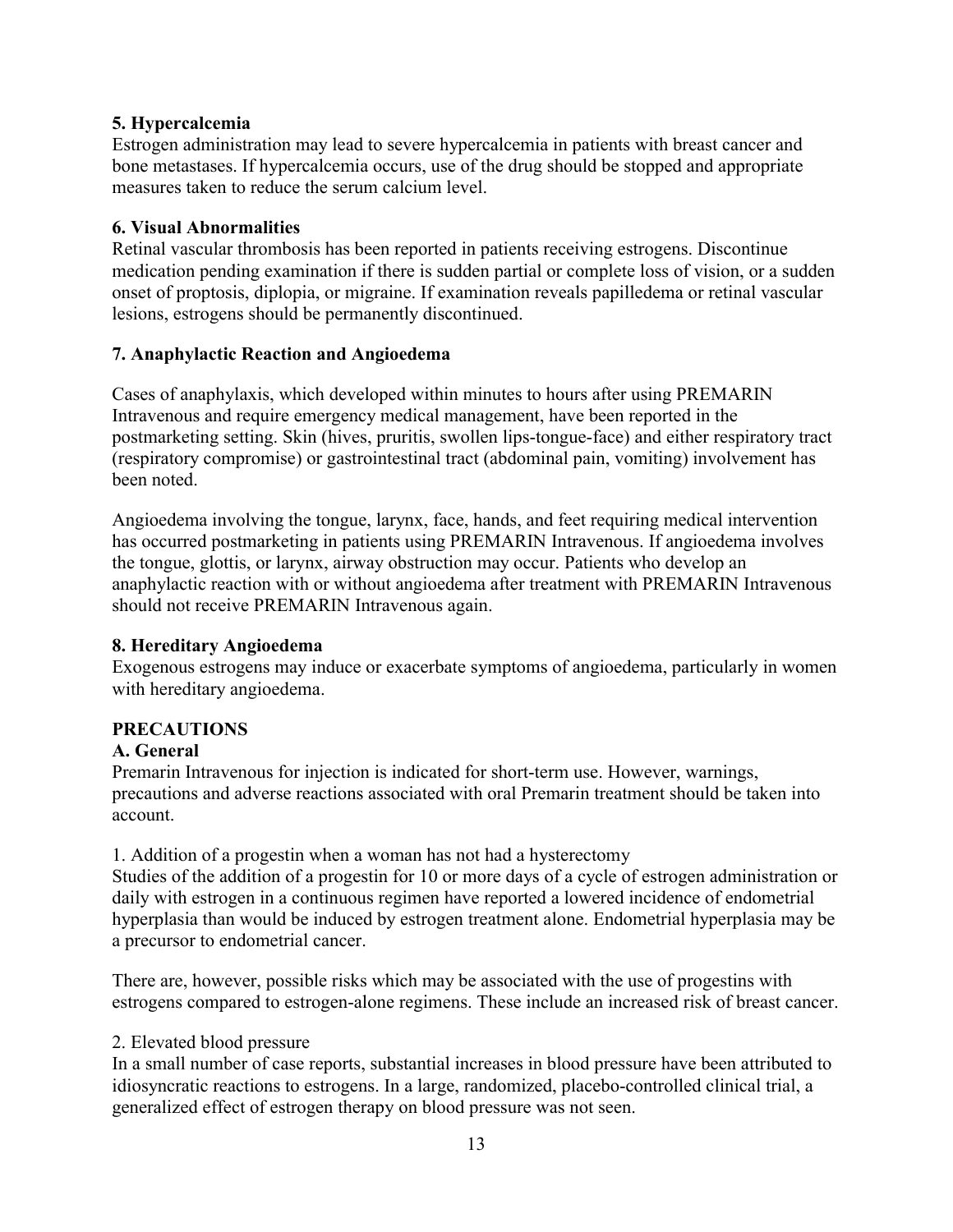**5. Hypercalcemia**
Estrogen administration may lead to severe hypercalcemia in patients with breast cancer and bone metastases. If hypercalcemia occurs, use of the drug should be stopped and appropriate measures taken to reduce the serum calcium level.

**6. Visual Abnormalities**
Retinal vascular thrombosis has been reported in patients receiving estrogens. Discontinue medication pending examination if there is sudden partial or complete loss of vision, or a sudden onset of proptosis, diplopia, or migraine. If examination reveals papilledema or retinal vascular lesions, estrogens should be permanently discontinued.

**7. Anaphylactic Reaction and Angioedema**

Cases of anaphylaxis, which developed within minutes to hours after using PREMARIN Intravenous and require emergency medical management, have been reported in the postmarketing setting. Skin (hives, pruritis, swollen lips-tongue-face) and either respiratory tract (respiratory compromise) or gastrointestinal tract (abdominal pain, vomiting) involvement has been noted.

Angioedema involving the tongue, larynx, face, hands, and feet requiring medical intervention has occurred postmarketing in patients using PREMARIN Intravenous. If angioedema involves the tongue, glottis, or larynx, airway obstruction may occur. Patients who develop an anaphylactic reaction with or without angioedema after treatment with PREMARIN Intravenous should not receive PREMARIN Intravenous again.

**8. Hereditary Angioedema**
Exogenous estrogens may induce or exacerbate symptoms of angioedema, particularly in women with hereditary angioedema.

## PRECAUTIONS

**A. General**
Premarin Intravenous for injection is indicated for short-term use. However, warnings, precautions and adverse reactions associated with oral Premarin treatment should be taken into account.

1. Addition of a progestin when a woman has not had a hysterectomy
Studies of the addition of a progestin for 10 or more days of a cycle of estrogen administration or daily with estrogen in a continuous regimen have reported a lowered incidence of endometrial hyperplasia than would be induced by estrogen treatment alone. Endometrial hyperplasia may be a precursor to endometrial cancer.

There are, however, possible risks which may be associated with the use of progestins with estrogens compared to estrogen-alone regimens. These include an increased risk of breast cancer.

2. Elevated blood pressure
In a small number of case reports, substantial increases in blood pressure have been attributed to idiosyncratic reactions to estrogens. In a large, randomized, placebo-controlled clinical trial, a generalized effect of estrogen therapy on blood pressure was not seen.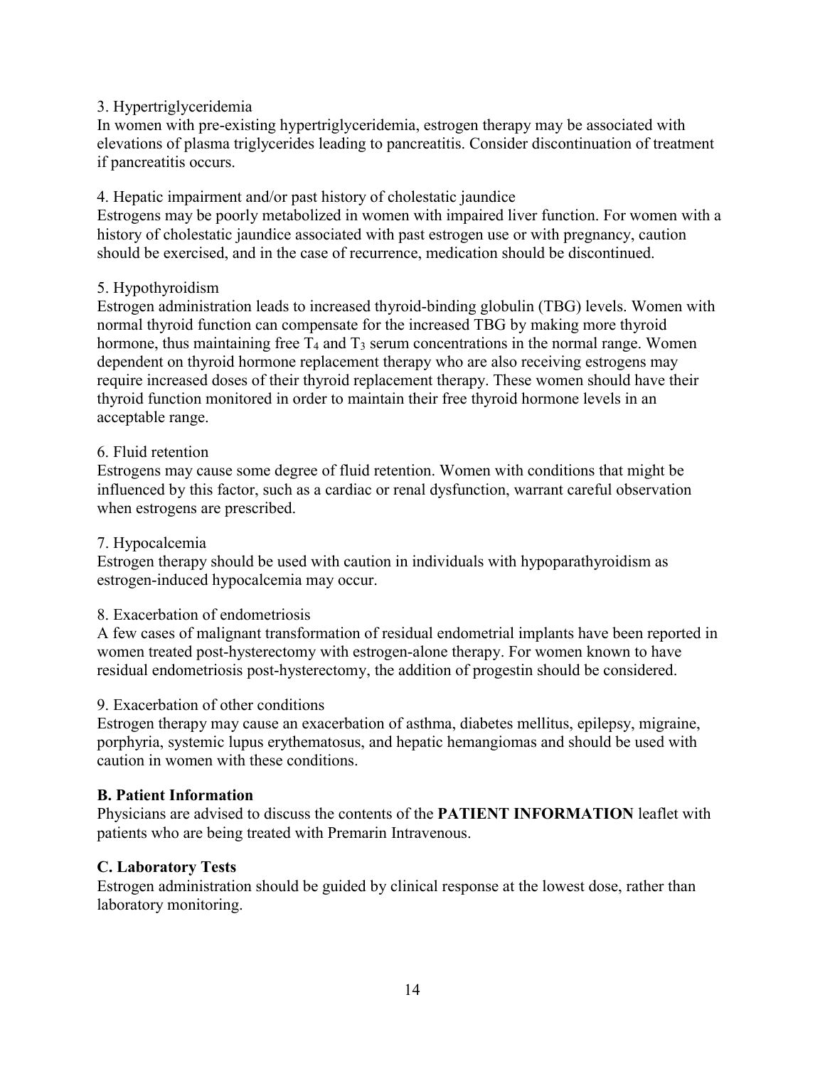3. Hypertriglyceridemia

In women with pre-existing hypertriglyceridemia, estrogen therapy may be associated with elevations of plasma triglycerides leading to pancreatitis. Consider discontinuation of treatment if pancreatitis occurs.

4. Hepatic impairment and/or past history of cholestatic jaundice

Estrogens may be poorly metabolized in women with impaired liver function. For women with a history of cholestatic jaundice associated with past estrogen use or with pregnancy, caution should be exercised, and in the case of recurrence, medication should be discontinued.

5. Hypothyroidism

Estrogen administration leads to increased thyroid-binding globulin (TBG) levels. Women with normal thyroid function can compensate for the increased TBG by making more thyroid hormone, thus maintaining free $T_4$ and $T_3$ serum concentrations in the normal range. Women dependent on thyroid hormone replacement therapy who are also receiving estrogens may require increased doses of their thyroid replacement therapy. These women should have their thyroid function monitored in order to maintain their free thyroid hormone levels in an acceptable range.

6. Fluid retention

Estrogens may cause some degree of fluid retention. Women with conditions that might be influenced by this factor, such as a cardiac or renal dysfunction, warrant careful observation when estrogens are prescribed.

7. Hypocalcemia

Estrogen therapy should be used with caution in individuals with hypoparathyroidism as estrogen-induced hypocalcemia may occur.

8. Exacerbation of endometriosis

A few cases of malignant transformation of residual endometrial implants have been reported in women treated post-hysterectomy with estrogen-alone therapy. For women known to have residual endometriosis post-hysterectomy, the addition of progestin should be considered.

9. Exacerbation of other conditions

Estrogen therapy may cause an exacerbation of asthma, diabetes mellitus, epilepsy, migraine, porphyria, systemic lupus erythematosus, and hepatic hemangiomas and should be used with caution in women with these conditions.

**B. Patient Information**

Physicians are advised to discuss the contents of the **PATIENT INFORMATION** leaflet with patients who are being treated with Premarin Intravenous.

**C. Laboratory Tests**

Estrogen administration should be guided by clinical response at the lowest dose, rather than laboratory monitoring.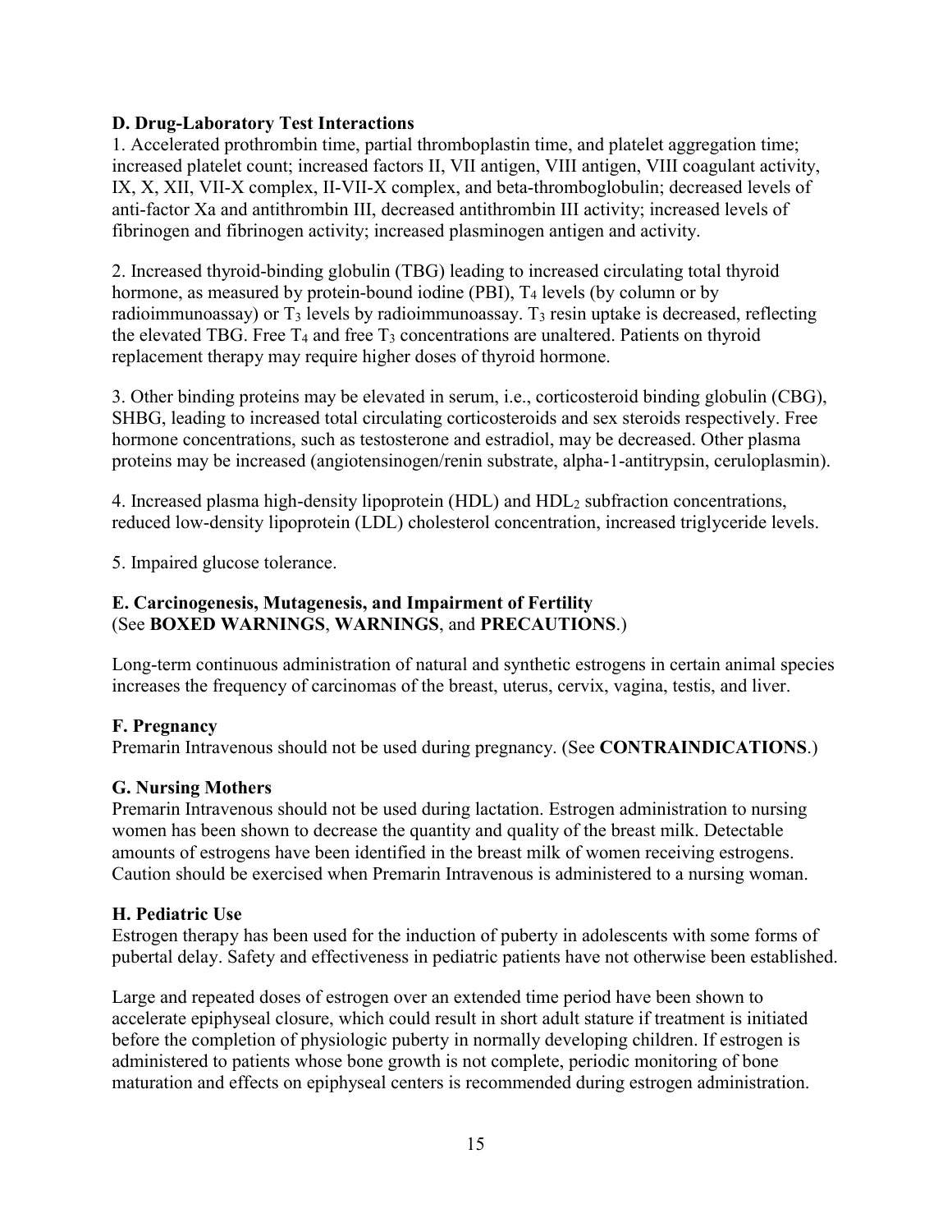**D. Drug-Laboratory Test Interactions**

1. Accelerated prothrombin time, partial thromboplastin time, and platelet aggregation time; increased platelet count; increased factors II, VII antigen, VIII antigen, VIII coagulant activity, IX, X, XII, VII-X complex, II-VII-X complex, and beta-thromboglobulin; decreased levels of anti-factor Xa and antithrombin III, decreased antithrombin III activity; increased levels of fibrinogen and fibrinogen activity; increased plasminogen antigen and activity.

2. Increased thyroid-binding globulin (TBG) leading to increased circulating total thyroid hormone, as measured by protein-bound iodine (PBI), $T_4$ levels (by column or by radioimmunoassay) or $T_3$ levels by radioimmunoassay. $T_3$ resin uptake is decreased, reflecting the elevated TBG. Free $T_4$ and free $T_3$ concentrations are unaltered. Patients on thyroid replacement therapy may require higher doses of thyroid hormone.

3. Other binding proteins may be elevated in serum, i.e., corticosteroid binding globulin (CBG), SHBG, leading to increased total circulating corticosteroids and sex steroids respectively. Free hormone concentrations, such as testosterone and estradiol, may be decreased. Other plasma proteins may be increased (angiotensinogen/renin substrate, alpha-1-antitrypsin, ceruloplasmin).

4. Increased plasma high-density lipoprotein (HDL) and $HDL_2$ subfraction concentrations, reduced low-density lipoprotein (LDL) cholesterol concentration, increased triglyceride levels.

5. Impaired glucose tolerance.

**E. Carcinogenesis, Mutagenesis, and Impairment of Fertility**
(See **BOXED WARNINGS**, **WARNINGS**, and **PRECAUTIONS**.)

Long-term continuous administration of natural and synthetic estrogens in certain animal species increases the frequency of carcinomas of the breast, uterus, cervix, vagina, testis, and liver.

**F. Pregnancy**

Premarin Intravenous should not be used during pregnancy. (See **CONTRAINDICATIONS**.)

**G. Nursing Mothers**

Premarin Intravenous should not be used during lactation. Estrogen administration to nursing women has been shown to decrease the quantity and quality of the breast milk. Detectable amounts of estrogens have been identified in the breast milk of women receiving estrogens. Caution should be exercised when Premarin Intravenous is administered to a nursing woman.

**H. Pediatric Use**

Estrogen therapy has been used for the induction of puberty in adolescents with some forms of pubertal delay. Safety and effectiveness in pediatric patients have not otherwise been established.

Large and repeated doses of estrogen over an extended time period have been shown to accelerate epiphyseal closure, which could result in short adult stature if treatment is initiated before the completion of physiologic puberty in normally developing children. If estrogen is administered to patients whose bone growth is not complete, periodic monitoring of bone maturation and effects on epiphyseal centers is recommended during estrogen administration.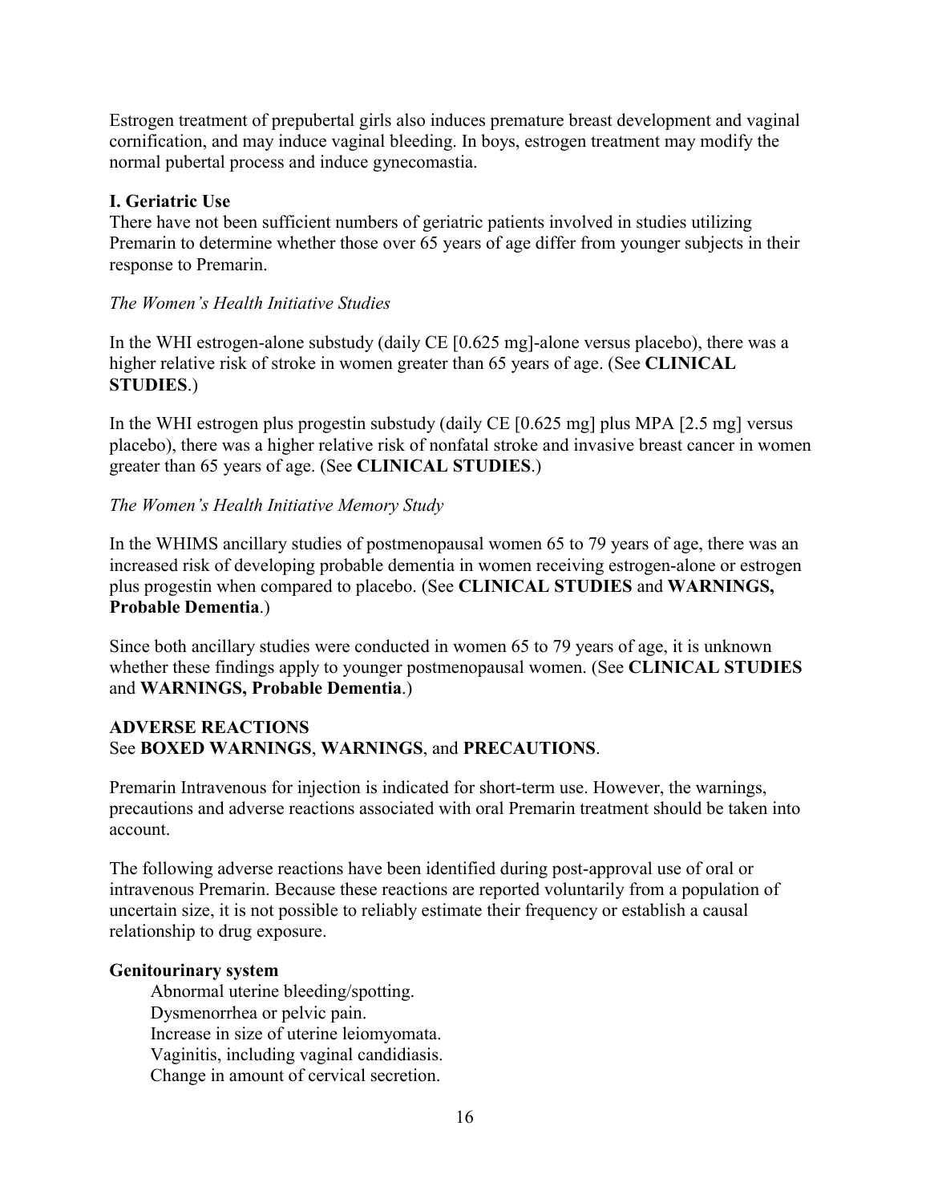Estrogen treatment of prepubertal girls also induces premature breast development and vaginal cornification, and may induce vaginal bleeding. In boys, estrogen treatment may modify the normal pubertal process and induce gynecomastia.

**I. Geriatric Use**

There have not been sufficient numbers of geriatric patients involved in studies utilizing Premarin to determine whether those over 65 years of age differ from younger subjects in their response to Premarin.

*The Women's Health Initiative Studies*

In the WHI estrogen-alone substudy (daily CE [0.625 mg]-alone versus placebo), there was a higher relative risk of stroke in women greater than 65 years of age. (See **CLINICAL STUDIES**.)

In the WHI estrogen plus progestin substudy (daily CE [0.625 mg] plus MPA [2.5 mg] versus placebo), there was a higher relative risk of nonfatal stroke and invasive breast cancer in women greater than 65 years of age. (See **CLINICAL STUDIES**.)

*The Women's Health Initiative Memory Study*

In the WHIMS ancillary studies of postmenopausal women 65 to 79 years of age, there was an increased risk of developing probable dementia in women receiving estrogen-alone or estrogen plus progestin when compared to placebo. (See **CLINICAL STUDIES** and **WARNINGS, Probable Dementia**.)

Since both ancillary studies were conducted in women 65 to 79 years of age, it is unknown whether these findings apply to younger postmenopausal women. (See **CLINICAL STUDIES** and **WARNINGS, Probable Dementia**.)

**ADVERSE REACTIONS**

See **BOXED WARNINGS**, **WARNINGS**, and **PRECAUTIONS**.

Premarin Intravenous for injection is indicated for short-term use. However, the warnings, precautions and adverse reactions associated with oral Premarin treatment should be taken into account.

The following adverse reactions have been identified during post-approval use of oral or intravenous Premarin. Because these reactions are reported voluntarily from a population of uncertain size, it is not possible to reliably estimate their frequency or establish a causal relationship to drug exposure.

**Genitourinary system**

- Abnormal uterine bleeding/spotting.
- Dysmenorrhea or pelvic pain.
- Increase in size of uterine leiomyomata.
- Vaginitis, including vaginal candidiasis.
- Change in amount of cervical secretion.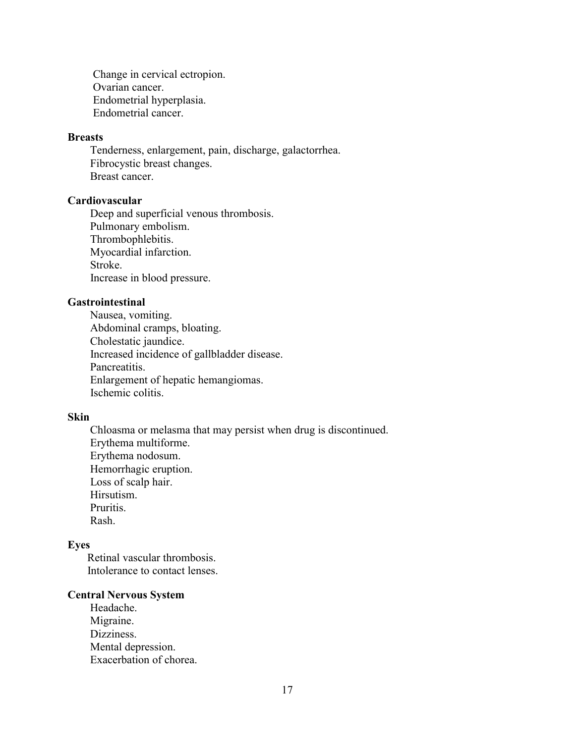Change in cervical ectropion.
Ovarian cancer.
Endometrial hyperplasia.
Endometrial cancer.

**Breasts**

Tenderness, enlargement, pain, discharge, galactorrhea.
Fibrocystic breast changes.
Breast cancer.

**Cardiovascular**

Deep and superficial venous thrombosis.
Pulmonary embolism.
Thrombophlebitis.
Myocardial infarction.
Stroke.
Increase in blood pressure.

**Gastrointestinal**

Nausea, vomiting.
Abdominal cramps, bloating.
Cholestatic jaundice.
Increased incidence of gallbladder disease.
Pancreatitis.
Enlargement of hepatic hemangiomas.
Ischemic colitis.

**Skin**

Chloasma or melasma that may persist when drug is discontinued.
Erythema multiforme.
Erythema nodosum.
Hemorrhagic eruption.
Loss of scalp hair.
Hirsutism.
Pruritis.
Rash.

**Eyes**

Retinal vascular thrombosis.
Intolerance to contact lenses.

**Central Nervous System**

Headache.
Migraine.
Dizziness.
Mental depression.
Exacerbation of chorea.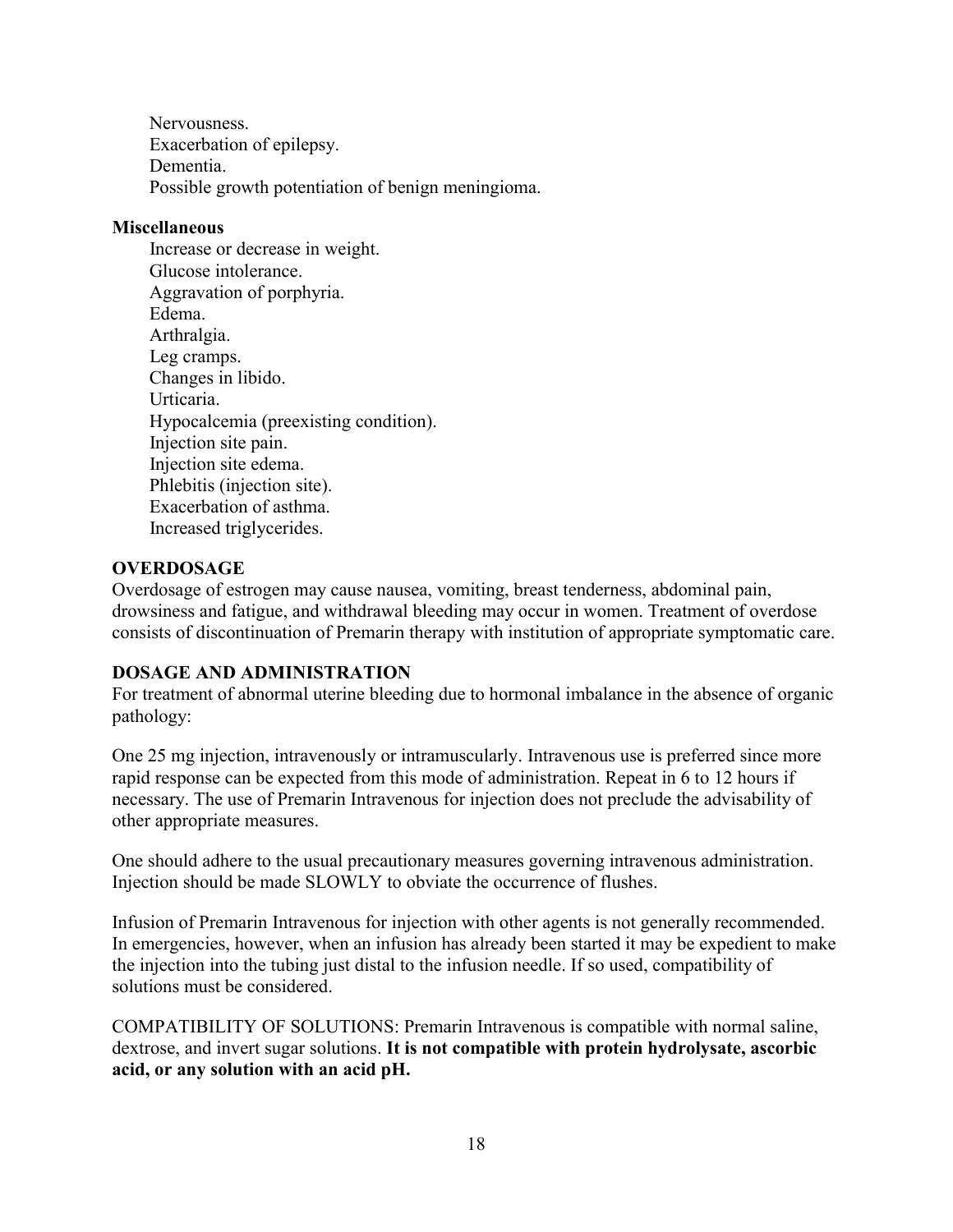Nervousness.
Exacerbation of epilepsy.
Dementia.
Possible growth potentiation of benign meningioma.

**Miscellaneous**

Increase or decrease in weight.
Glucose intolerance.
Aggravation of porphyria.
Edema.
Arthralgia.
Leg cramps.
Changes in libido.
Urticaria.
Hypocalcemia (preexisting condition).
Injection site pain.
Injection site edema.
Phlebitis (injection site).
Exacerbation of asthma.
Increased triglycerides.

## OVERDOSAGE

Overdosage of estrogen may cause nausea, vomiting, breast tenderness, abdominal pain, drowsiness and fatigue, and withdrawal bleeding may occur in women. Treatment of overdose consists of discontinuation of Premarin therapy with institution of appropriate symptomatic care.

## DOSAGE AND ADMINISTRATION

For treatment of abnormal uterine bleeding due to hormonal imbalance in the absence of organic pathology:

One 25 mg injection, intravenously or intramuscularly. Intravenous use is preferred since more rapid response can be expected from this mode of administration. Repeat in 6 to 12 hours if necessary. The use of Premarin Intravenous for injection does not preclude the advisability of other appropriate measures.

One should adhere to the usual precautionary measures governing intravenous administration. Injection should be made SLOWLY to obviate the occurrence of flushes.

Infusion of Premarin Intravenous for injection with other agents is not generally recommended. In emergencies, however, when an infusion has already been started it may be expedient to make the injection into the tubing just distal to the infusion needle. If so used, compatibility of solutions must be considered.

COMPATIBILITY OF SOLUTIONS: Premarin Intravenous is compatible with normal saline, dextrose, and invert sugar solutions. **It is not compatible with protein hydrolysate, ascorbic acid, or any solution with an acid pH.**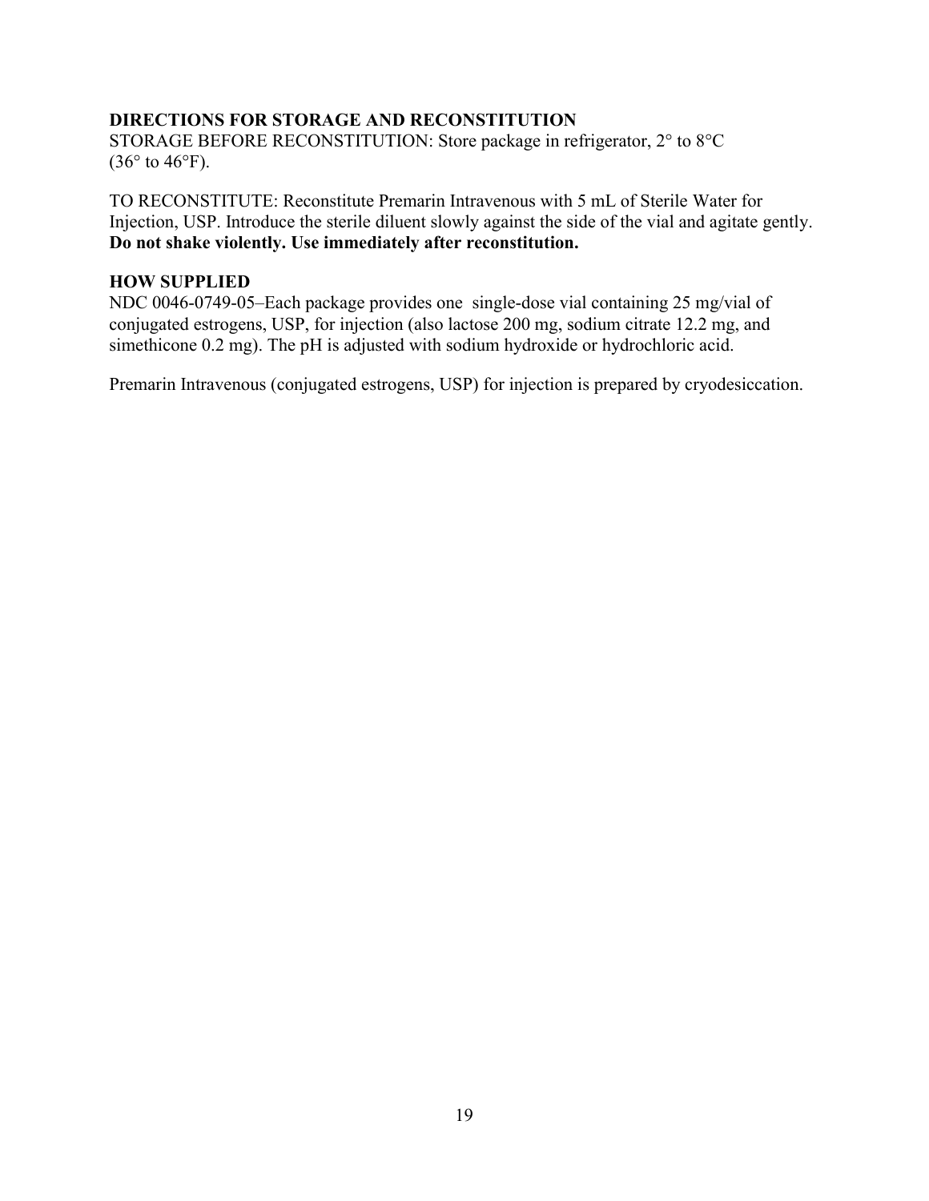## DIRECTIONS FOR STORAGE AND RECONSTITUTION

STORAGE BEFORE RECONSTITUTION: Store package in refrigerator, 2° to 8°C (36° to 46°F).

TO RECONSTITUTE: Reconstitute Premarin Intravenous with 5 mL of Sterile Water for Injection, USP. Introduce the sterile diluent slowly against the side of the vial and agitate gently. **Do not shake violently. Use immediately after reconstitution.**

## HOW SUPPLIED

NDC 0046-0749-05–Each package provides one single-dose vial containing 25 mg/vial of conjugated estrogens, USP, for injection (also lactose 200 mg, sodium citrate 12.2 mg, and simethicone 0.2 mg). The pH is adjusted with sodium hydroxide or hydrochloric acid.

Premarin Intravenous (conjugated estrogens, USP) for injection is prepared by cryodesiccation.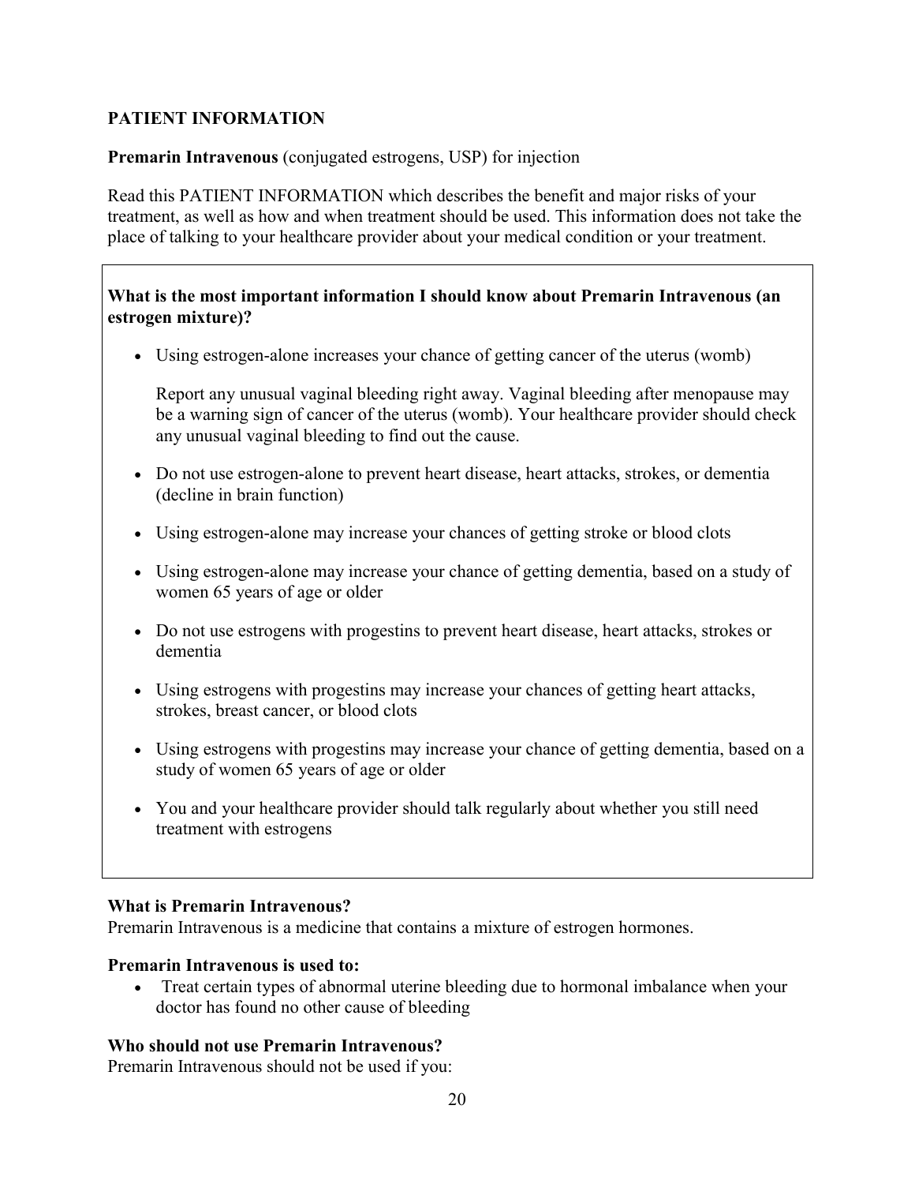## PATIENT INFORMATION

**Premarin Intravenous** (conjugated estrogens, USP) for injection

Read this PATIENT INFORMATION which describes the benefit and major risks of your treatment, as well as how and when treatment should be used. This information does not take the place of talking to your healthcare provider about your medical condition or your treatment.

**What is the most important information I should know about Premarin Intravenous (an estrogen mixture)?**

- Using estrogen-alone increases your chance of getting cancer of the uterus (womb)

  Report any unusual vaginal bleeding right away. Vaginal bleeding after menopause may be a warning sign of cancer of the uterus (womb). Your healthcare provider should check any unusual vaginal bleeding to find out the cause.

- Do not use estrogen-alone to prevent heart disease, heart attacks, strokes, or dementia (decline in brain function)
- Using estrogen-alone may increase your chances of getting stroke or blood clots
- Using estrogen-alone may increase your chance of getting dementia, based on a study of women 65 years of age or older
- Do not use estrogens with progestins to prevent heart disease, heart attacks, strokes or dementia
- Using estrogens with progestins may increase your chances of getting heart attacks, strokes, breast cancer, or blood clots
- Using estrogens with progestins may increase your chance of getting dementia, based on a study of women 65 years of age or older
- You and your healthcare provider should talk regularly about whether you still need treatment with estrogens

**What is Premarin Intravenous?**
Premarin Intravenous is a medicine that contains a mixture of estrogen hormones.

**Premarin Intravenous is used to:**

- Treat certain types of abnormal uterine bleeding due to hormonal imbalance when your doctor has found no other cause of bleeding

**Who should not use Premarin Intravenous?**
Premarin Intravenous should not be used if you: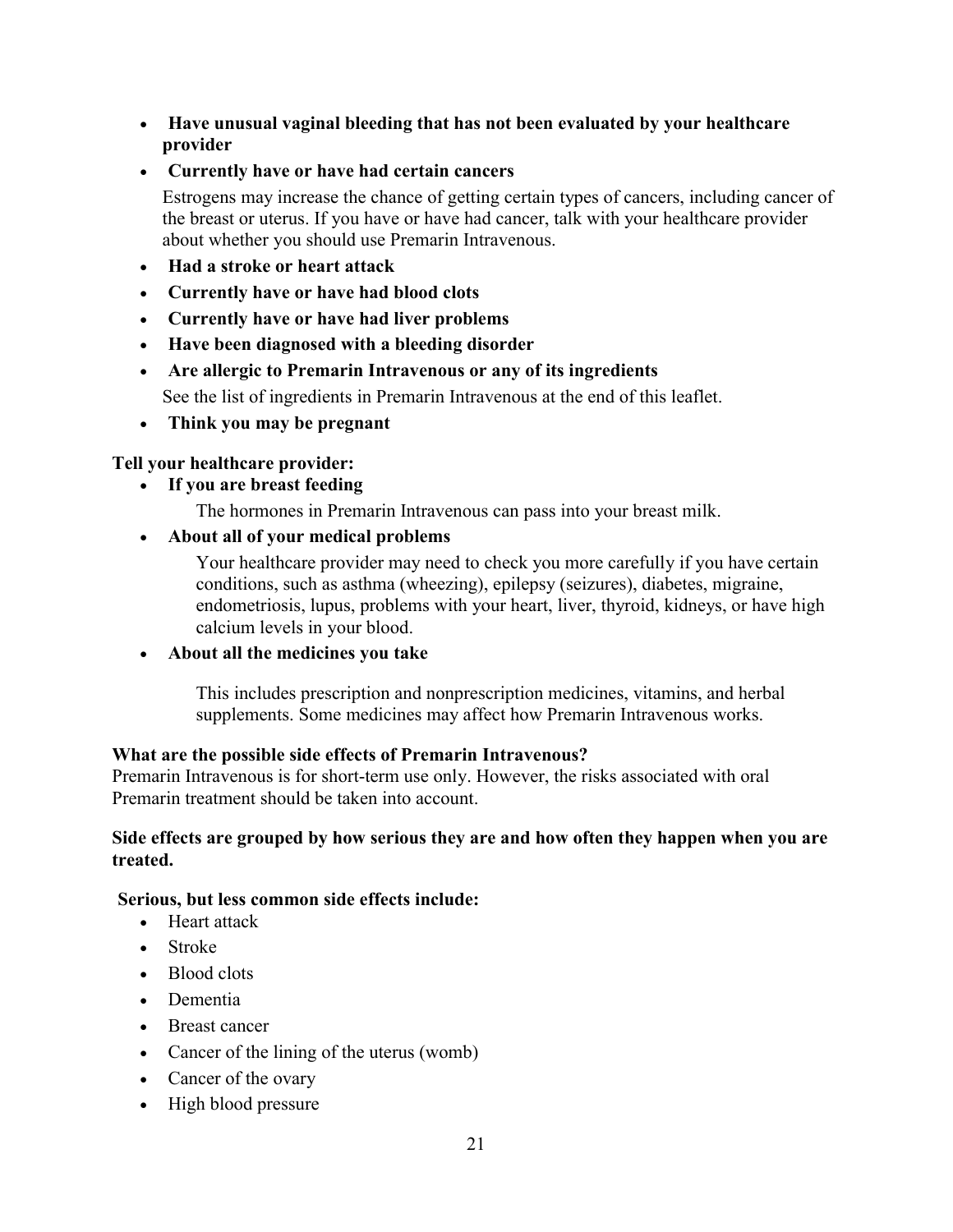- **Have unusual vaginal bleeding that has not been evaluated by your healthcare provider**
- **Currently have or have had certain cancers**

  Estrogens may increase the chance of getting certain types of cancers, including cancer of the breast or uterus. If you have or have had cancer, talk with your healthcare provider about whether you should use Premarin Intravenous.
- **Had a stroke or heart attack**
- **Currently have or have had blood clots**
- **Currently have or have had liver problems**
- **Have been diagnosed with a bleeding disorder**
- **Are allergic to Premarin Intravenous or any of its ingredients**

  See the list of ingredients in Premarin Intravenous at the end of this leaflet.
- **Think you may be pregnant**

**Tell your healthcare provider:**

- **If you are breast feeding**

  The hormones in Premarin Intravenous can pass into your breast milk.
- **About all of your medical problems**

  Your healthcare provider may need to check you more carefully if you have certain conditions, such as asthma (wheezing), epilepsy (seizures), diabetes, migraine, endometriosis, lupus, problems with your heart, liver, thyroid, kidneys, or have high calcium levels in your blood.
- **About all the medicines you take**

  This includes prescription and nonprescription medicines, vitamins, and herbal supplements. Some medicines may affect how Premarin Intravenous works.

**What are the possible side effects of Premarin Intravenous?**

Premarin Intravenous is for short-term use only. However, the risks associated with oral Premarin treatment should be taken into account.

**Side effects are grouped by how serious they are and how often they happen when you are treated.**

**Serious, but less common side effects include:**

- Heart attack
- Stroke
- Blood clots
- Dementia
- Breast cancer
- Cancer of the lining of the uterus (womb)
- Cancer of the ovary
- High blood pressure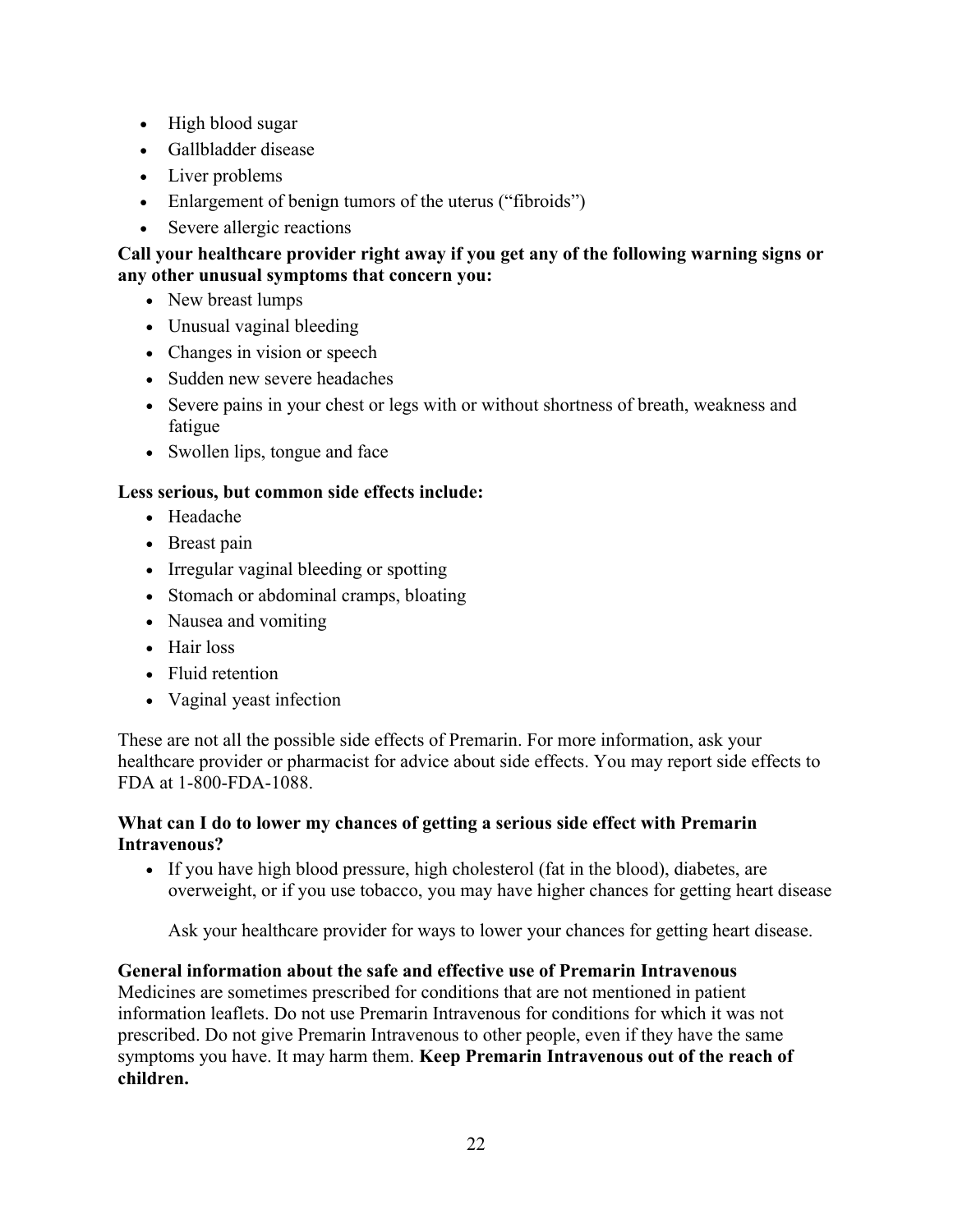- High blood sugar
- Gallbladder disease
- Liver problems
- Enlargement of benign tumors of the uterus ("fibroids")
- Severe allergic reactions

**Call your healthcare provider right away if you get any of the following warning signs or any other unusual symptoms that concern you:**

- New breast lumps
- Unusual vaginal bleeding
- Changes in vision or speech
- Sudden new severe headaches
- Severe pains in your chest or legs with or without shortness of breath, weakness and fatigue
- Swollen lips, tongue and face

**Less serious, but common side effects include:**

- Headache
- Breast pain
- Irregular vaginal bleeding or spotting
- Stomach or abdominal cramps, bloating
- Nausea and vomiting
- Hair loss
- Fluid retention
- Vaginal yeast infection

These are not all the possible side effects of Premarin. For more information, ask your healthcare provider or pharmacist for advice about side effects. You may report side effects to FDA at 1-800-FDA-1088.

**What can I do to lower my chances of getting a serious side effect with Premarin Intravenous?**

- If you have high blood pressure, high cholesterol (fat in the blood), diabetes, are overweight, or if you use tobacco, you may have higher chances for getting heart disease

  Ask your healthcare provider for ways to lower your chances for getting heart disease.

**General information about the safe and effective use of Premarin Intravenous**
Medicines are sometimes prescribed for conditions that are not mentioned in patient information leaflets. Do not use Premarin Intravenous for conditions for which it was not prescribed. Do not give Premarin Intravenous to other people, even if they have the same symptoms you have. It may harm them. **Keep Premarin Intravenous out of the reach of children.**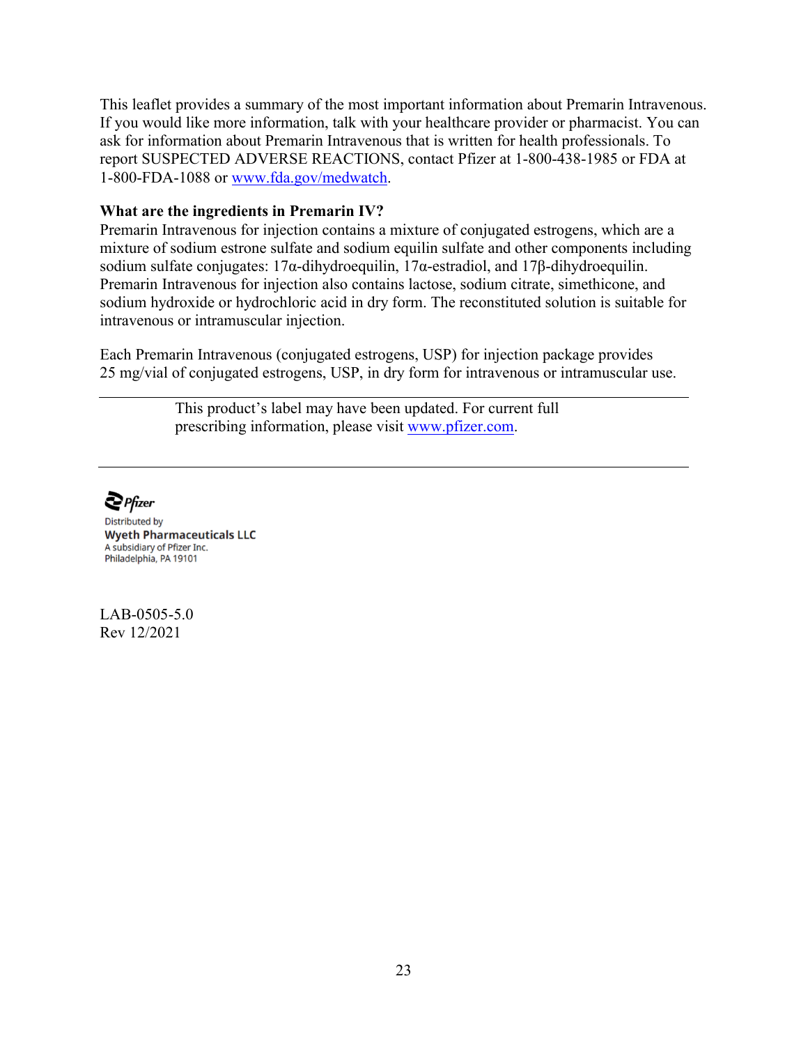This leaflet provides a summary of the most important information about Premarin Intravenous. If you would like more information, talk with your healthcare provider or pharmacist. You can ask for information about Premarin Intravenous that is written for health professionals. To report SUSPECTED ADVERSE REACTIONS, contact Pfizer at 1-800-438-1985 or FDA at 1-800-FDA-1088 or www.fda.gov/medwatch.

**What are the ingredients in Premarin IV?**

Premarin Intravenous for injection contains a mixture of conjugated estrogens, which are a mixture of sodium estrone sulfate and sodium equilin sulfate and other components including sodium sulfate conjugates: 17α-dihydroequilin, 17α-estradiol, and 17β-dihydroequilin. Premarin Intravenous for injection also contains lactose, sodium citrate, simethicone, and sodium hydroxide or hydrochloric acid in dry form. The reconstituted solution is suitable for intravenous or intramuscular injection.

Each Premarin Intravenous (conjugated estrogens, USP) for injection package provides 25 mg/vial of conjugated estrogens, USP, in dry form for intravenous or intramuscular use.

---

This product's label may have been updated. For current full prescribing information, please visit www.pfizer.com.

---

Pfizer

Distributed by
**Wyeth Pharmaceuticals LLC**
A subsidiary of Pfizer Inc.
Philadelphia, PA 19101

LAB-0505-5.0
Rev 12/2021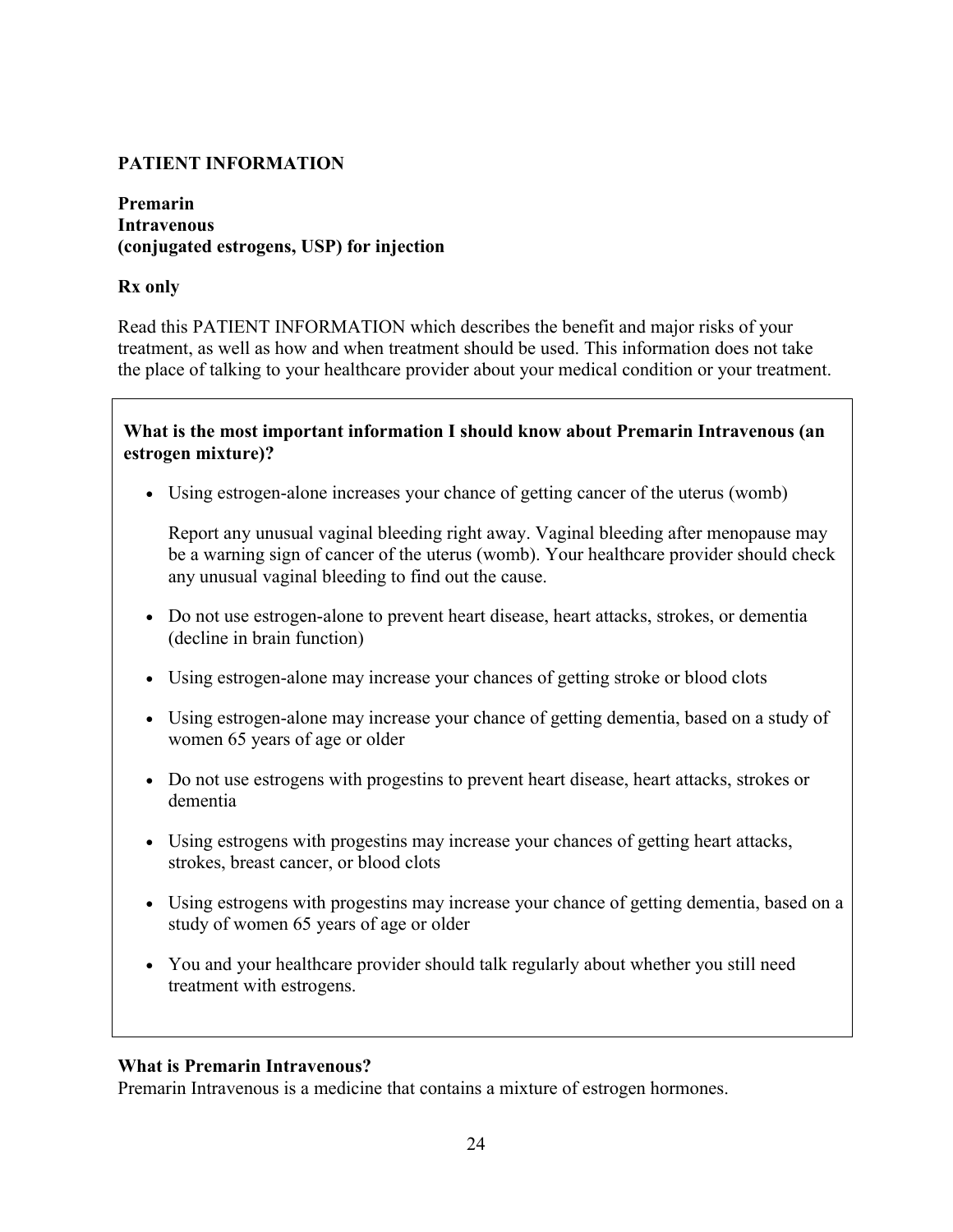**PATIENT INFORMATION**

**Premarin**
**Intravenous**
**(conjugated estrogens, USP) for injection**

**Rx only**

Read this PATIENT INFORMATION which describes the benefit and major risks of your treatment, as well as how and when treatment should be used. This information does not take the place of talking to your healthcare provider about your medical condition or your treatment.

**What is the most important information I should know about Premarin Intravenous (an estrogen mixture)?**

- Using estrogen-alone increases your chance of getting cancer of the uterus (womb)

  Report any unusual vaginal bleeding right away. Vaginal bleeding after menopause may be a warning sign of cancer of the uterus (womb). Your healthcare provider should check any unusual vaginal bleeding to find out the cause.

- Do not use estrogen-alone to prevent heart disease, heart attacks, strokes, or dementia (decline in brain function)
- Using estrogen-alone may increase your chances of getting stroke or blood clots
- Using estrogen-alone may increase your chance of getting dementia, based on a study of women 65 years of age or older
- Do not use estrogens with progestins to prevent heart disease, heart attacks, strokes or dementia
- Using estrogens with progestins may increase your chances of getting heart attacks, strokes, breast cancer, or blood clots
- Using estrogens with progestins may increase your chance of getting dementia, based on a study of women 65 years of age or older
- You and your healthcare provider should talk regularly about whether you still need treatment with estrogens.

**What is Premarin Intravenous?**
Premarin Intravenous is a medicine that contains a mixture of estrogen hormones.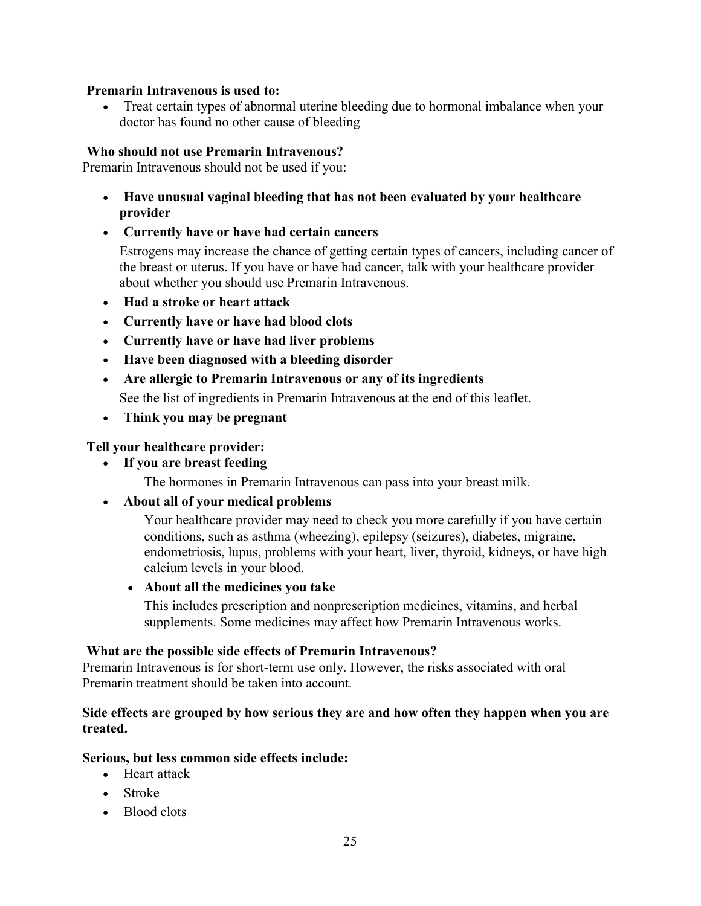**Premarin Intravenous is used to:**

- Treat certain types of abnormal uterine bleeding due to hormonal imbalance when your doctor has found no other cause of bleeding

**Who should not use Premarin Intravenous?**

Premarin Intravenous should not be used if you:

- **Have unusual vaginal bleeding that has not been evaluated by your healthcare provider**
- **Currently have or have had certain cancers**

  Estrogens may increase the chance of getting certain types of cancers, including cancer of the breast or uterus. If you have or have had cancer, talk with your healthcare provider about whether you should use Premarin Intravenous.
- **Had a stroke or heart attack**
- **Currently have or have had blood clots**
- **Currently have or have had liver problems**
- **Have been diagnosed with a bleeding disorder**
- **Are allergic to Premarin Intravenous or any of its ingredients**

  See the list of ingredients in Premarin Intravenous at the end of this leaflet.
- **Think you may be pregnant**

**Tell your healthcare provider:**

- **If you are breast feeding**

  The hormones in Premarin Intravenous can pass into your breast milk.
- **About all of your medical problems**

  Your healthcare provider may need to check you more carefully if you have certain conditions, such as asthma (wheezing), epilepsy (seizures), diabetes, migraine, endometriosis, lupus, problems with your heart, liver, thyroid, kidneys, or have high calcium levels in your blood.
- **About all the medicines you take**

  This includes prescription and nonprescription medicines, vitamins, and herbal supplements. Some medicines may affect how Premarin Intravenous works.

**What are the possible side effects of Premarin Intravenous?**

Premarin Intravenous is for short-term use only. However, the risks associated with oral Premarin treatment should be taken into account.

**Side effects are grouped by how serious they are and how often they happen when you are treated.**

**Serious, but less common side effects include:**

- Heart attack
- Stroke
- Blood clots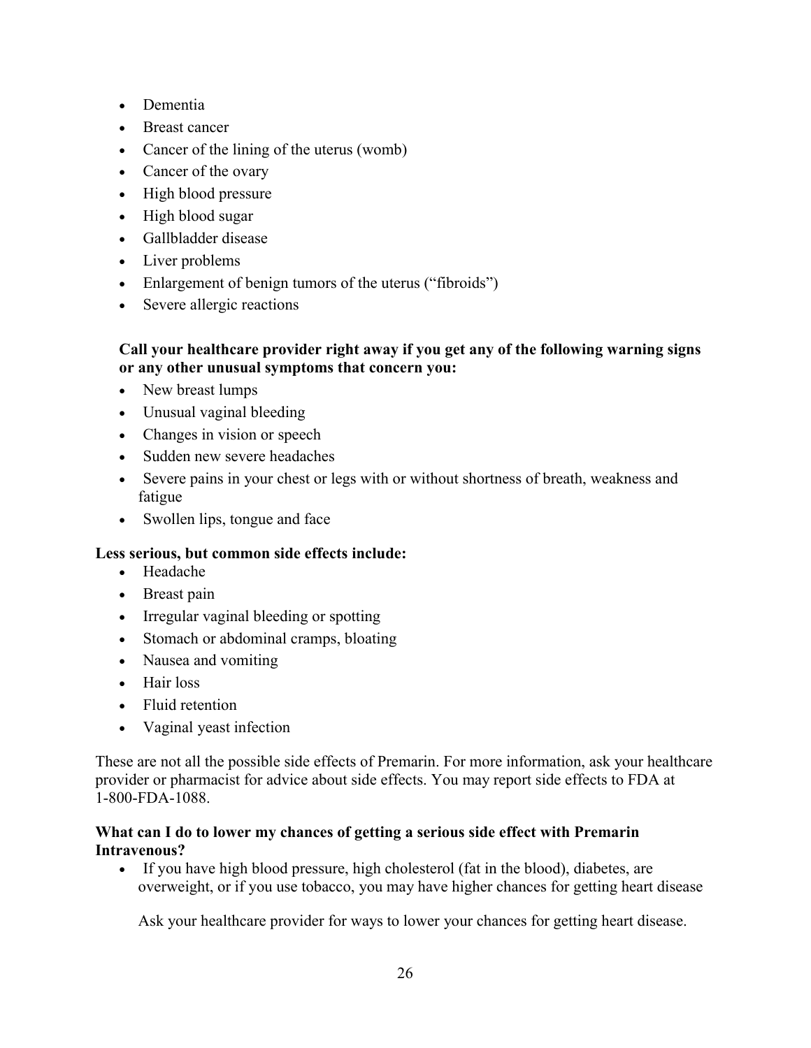- Dementia
- Breast cancer
- Cancer of the lining of the uterus (womb)
- Cancer of the ovary
- High blood pressure
- High blood sugar
- Gallbladder disease
- Liver problems
- Enlargement of benign tumors of the uterus ("fibroids")
- Severe allergic reactions

**Call your healthcare provider right away if you get any of the following warning signs or any other unusual symptoms that concern you:**

- New breast lumps
- Unusual vaginal bleeding
- Changes in vision or speech
- Sudden new severe headaches
- Severe pains in your chest or legs with or without shortness of breath, weakness and fatigue
- Swollen lips, tongue and face

**Less serious, but common side effects include:**

- Headache
- Breast pain
- Irregular vaginal bleeding or spotting
- Stomach or abdominal cramps, bloating
- Nausea and vomiting
- Hair loss
- Fluid retention
- Vaginal yeast infection

These are not all the possible side effects of Premarin. For more information, ask your healthcare provider or pharmacist for advice about side effects. You may report side effects to FDA at 1-800-FDA-1088.

**What can I do to lower my chances of getting a serious side effect with Premarin Intravenous?**

- If you have high blood pressure, high cholesterol (fat in the blood), diabetes, are overweight, or if you use tobacco, you may have higher chances for getting heart disease

  Ask your healthcare provider for ways to lower your chances for getting heart disease.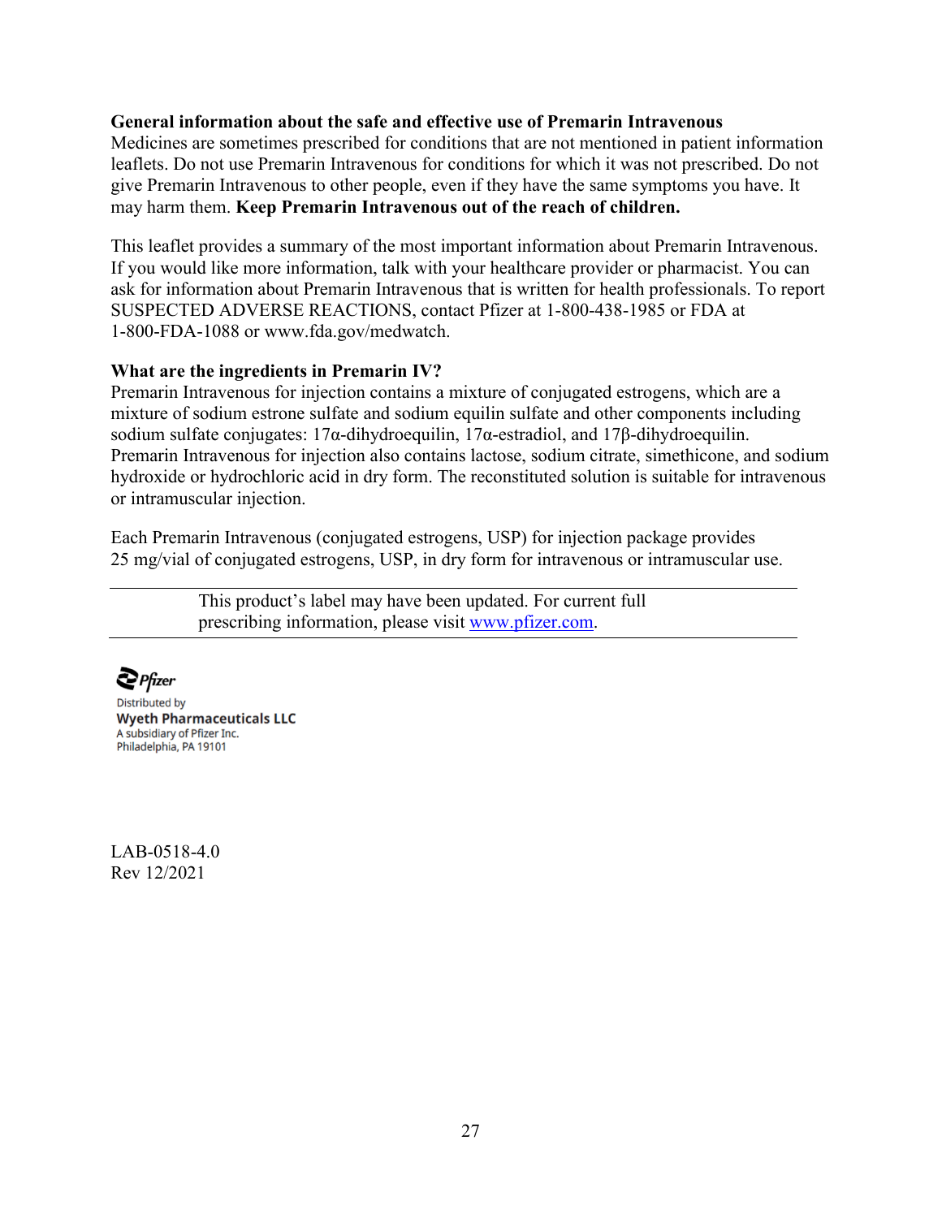**General information about the safe and effective use of Premarin Intravenous**

Medicines are sometimes prescribed for conditions that are not mentioned in patient information leaflets. Do not use Premarin Intravenous for conditions for which it was not prescribed. Do not give Premarin Intravenous to other people, even if they have the same symptoms you have. It may harm them. **Keep Premarin Intravenous out of the reach of children.**

This leaflet provides a summary of the most important information about Premarin Intravenous. If you would like more information, talk with your healthcare provider or pharmacist. You can ask for information about Premarin Intravenous that is written for health professionals. To report SUSPECTED ADVERSE REACTIONS, contact Pfizer at 1-800-438-1985 or FDA at 1-800-FDA-1088 or www.fda.gov/medwatch.

**What are the ingredients in Premarin IV?**

Premarin Intravenous for injection contains a mixture of conjugated estrogens, which are a mixture of sodium estrone sulfate and sodium equilin sulfate and other components including sodium sulfate conjugates: 17α-dihydroequilin, 17α-estradiol, and 17β-dihydroequilin. Premarin Intravenous for injection also contains lactose, sodium citrate, simethicone, and sodium hydroxide or hydrochloric acid in dry form. The reconstituted solution is suitable for intravenous or intramuscular injection.

Each Premarin Intravenous (conjugated estrogens, USP) for injection package provides 25 mg/vial of conjugated estrogens, USP, in dry form for intravenous or intramuscular use.

---

This product's label may have been updated. For current full prescribing information, please visit www.pfizer.com.

---

Pfizer

Distributed by
**Wyeth Pharmaceuticals LLC**
A subsidiary of Pfizer Inc.
Philadelphia, PA 19101

LAB-0518-4.0
Rev 12/2021